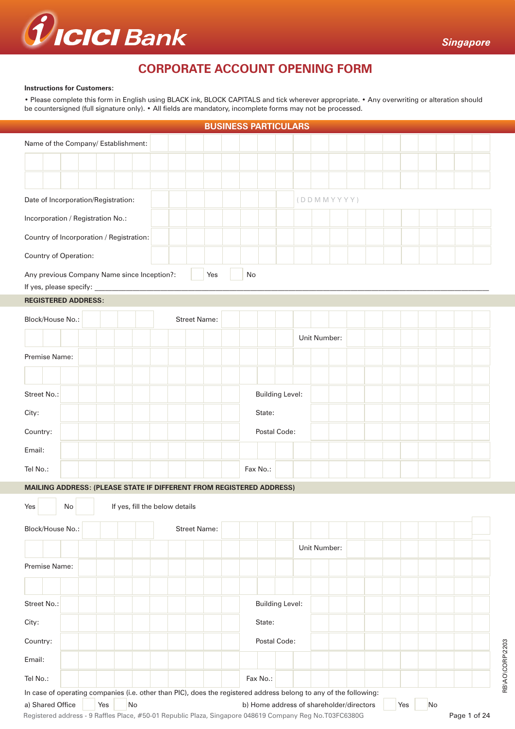ICICI Bank

Singapore

# CORPORATE ACCOUNT OPENING FORM

**Instructions for Customers:**

• Please complete this form in English using BLACK ink, BLOCK CAPITALS and tick wherever appropriate. • Any overwriting or alteration should be countersigned (full signature only). • All fields are mandatory, incomplete forms may not be processed.

## BUSINESS PARTICULARS

Name of the Company/ Establishment:

Date of Incorporation/Registration: (D D M M Y Y Y Y)

Incorporation / Registration No.:

Country of Incorporation / Registration:

Country of Operation:

Any previous Company Name since Inception?: ☐ Yes ☐ No

If yes, please specify: ____________________

### REGISTERED ADDRESS:

Block/House No.: Street Name:

Unit Number:

Premise Name:

Street No.: Building Level:

City: State:

Country: Postal Code:

Email:

Tel No.: Fax No.:

### MAILING ADDRESS: (PLEASE STATE IF DIFFERENT FROM REGISTERED ADDRESS)

Yes ☐ No ☐ If yes, fill the below details

Block/House No.: Street Name:

Unit Number:

Premise Name:

Street No.: Building Level:

City: State:

Country: Postal Code:

Email:

Tel No.: Fax No.:

In case of operating companies (i.e. other than PIC), does the registered address belong to any of the following:

a) Shared Office ☐ Yes ☐ No b) Home address of shareholder/directors ☐ Yes ☐ No

Registered address - 9 Raffles Place, #50-01 Republic Plaza, Singapore 048619 Company Reg No.T03FC6380G

RB\AO\CORP\2203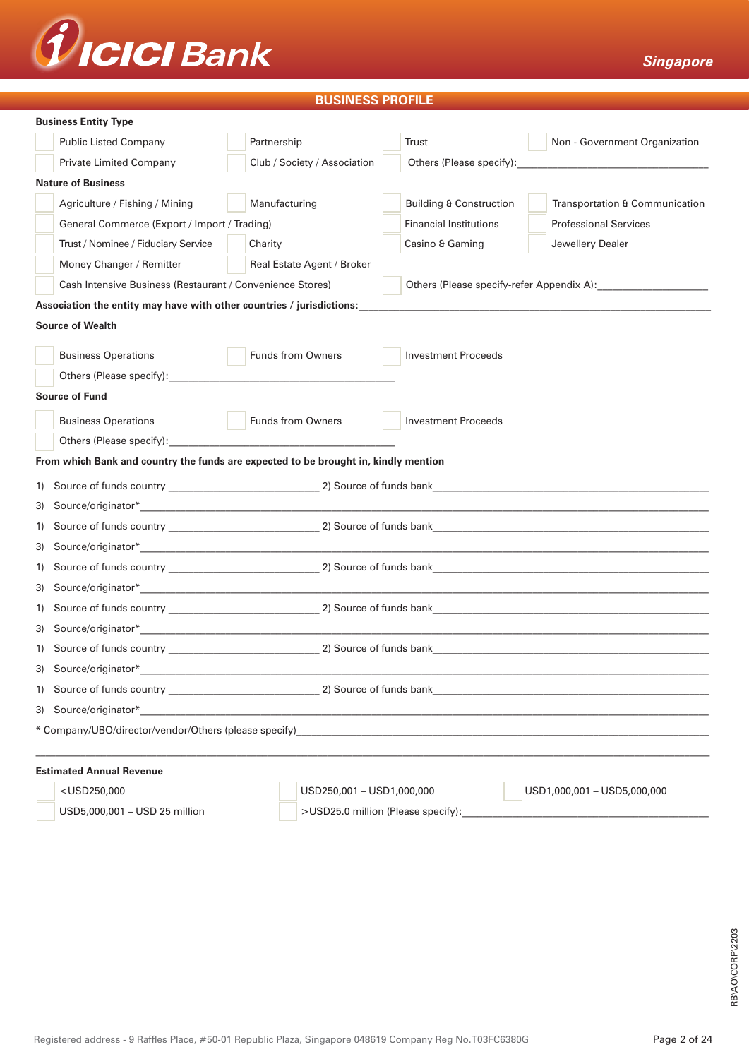## BUSINESS PROFILE

**Business Entity Type**

- ☐ Public Listed Company
- ☐ Partnership
- ☐ Trust
- ☐ Non - Government Organization
- ☐ Private Limited Company
- ☐ Club / Society / Association
- ☐ Others (Please specify):___________________________

**Nature of Business**

- ☐ Agriculture / Fishing / Mining
- ☐ Manufacturing
- ☐ Building & Construction
- ☐ Transportation & Communication
- ☐ General Commerce (Export / Import / Trading)
- ☐ Financial Institutions
- ☐ Professional Services
- ☐ Trust / Nominee / Fiduciary Service
- ☐ Charity
- ☐ Casino & Gaming
- ☐ Jewellery Dealer
- ☐ Money Changer / Remitter
- ☐ Real Estate Agent / Broker
- ☐ Cash Intensive Business (Restaurant / Convenience Stores)
- ☐ Others (Please specify-refer Appendix A):___________________

**Association the entity may have with other countries / jurisdictions:**___________________________

**Source of Wealth**

- ☐ Business Operations
- ☐ Funds from Owners
- ☐ Investment Proceeds
- ☐ Others (Please specify):___________________________

**Source of Fund**

- ☐ Business Operations
- ☐ Funds from Owners
- ☐ Investment Proceeds
- ☐ Others (Please specify):___________________________

**From which Bank and country the funds are expected to be brought in, kindly mention**

1) Source of funds country ____________________ 2) Source of funds bank____________________
3) Source/originator*___________________________

1) Source of funds country ____________________ 2) Source of funds bank____________________
3) Source/originator*___________________________

1) Source of funds country ____________________ 2) Source of funds bank____________________
3) Source/originator*___________________________

1) Source of funds country ____________________ 2) Source of funds bank____________________
3) Source/originator*___________________________

1) Source of funds country ____________________ 2) Source of funds bank____________________
3) Source/originator*___________________________

1) Source of funds country ____________________ 2) Source of funds bank____________________
3) Source/originator*___________________________

* Company/UBO/director/vendor/Others (please specify)___________________________

___________________________

**Estimated Annual Revenue**

- ☐ <USD250,000
- ☐ USD250,001 – USD1,000,000
- ☐ USD1,000,001 – USD5,000,000
- ☐ USD5,000,001 – USD 25 million
- ☐ >USD25.0 million (Please specify):___________________________

RB\AO\CORP\2203

Registered address - 9 Raffles Place, #50-01 Republic Plaza, Singapore 048619 Company Reg No.T03FC6380G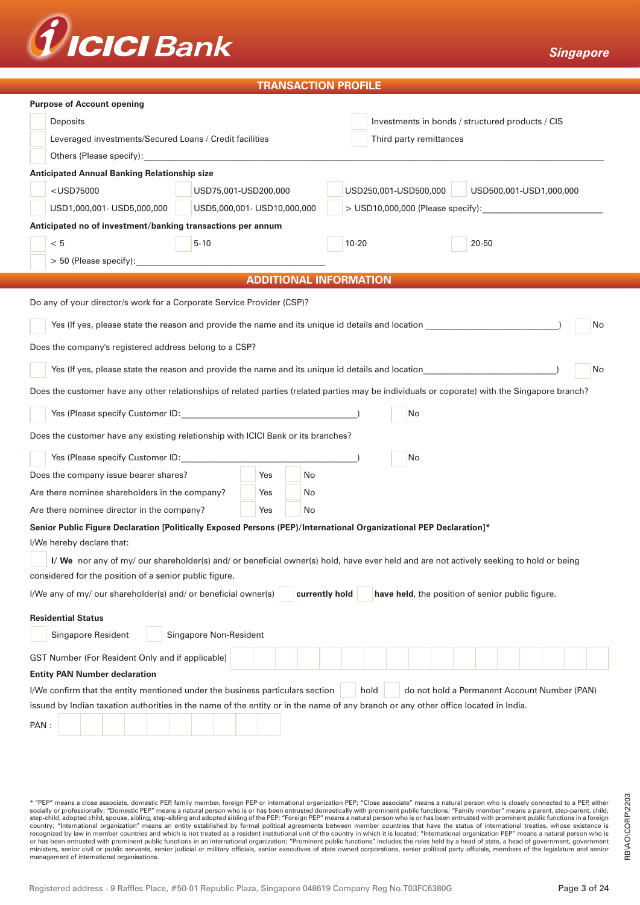## TRANSACTION PROFILE

**Purpose of Account opening**

- ☐ Deposits
- ☐ Investments in bonds / structured products / CIS
- ☐ Leveraged investments/Secured Loans / Credit facilities
- ☐ Third party remittances
- ☐ Others (Please specify):______________________________

**Anticipated Annual Banking Relationship size**

- ☐ <USD75000
- ☐ USD75,001-USD200,000
- ☐ USD250,001-USD500,000
- ☐ USD500,001-USD1,000,000
- ☐ USD1,000,001- USD5,000,000
- ☐ USD5,000,001- USD10,000,000
- ☐ > USD10,000,000 (Please specify):______________________

**Anticipated no of investment/banking transactions per annum**

- ☐ < 5
- ☐ 5-10
- ☐ 10-20
- ☐ 20-50
- ☐ > 50 (Please specify):______________________

## ADDITIONAL INFORMATION

Do any of your director/s work for a Corporate Service Provider (CSP)?

☐ Yes (If yes, please state the reason and provide the name and its unique id details and location ______________________) ☐ No

Does the company's registered address belong to a CSP?

☐ Yes (If yes, please state the reason and provide the name and its unique id details and location______________________) ☐ No

Does the customer have any other relationships of related parties (related parties may be individuals or coporate) with the Singapore branch?

☐ Yes (Please specify Customer ID:______________________) ☐ No

Does the customer have any existing relationship with ICICI Bank or its branches?

☐ Yes (Please specify Customer ID:______________________) ☐ No

Does the company issue bearer shares? ☐ Yes ☐ No

Are there nominee shareholders in the company? ☐ Yes ☐ No

Are there nominee director in the company? ☐ Yes ☐ No

**Senior Public Figure Declaration [Politically Exposed Persons (PEP)/International Organizational PEP Declaration]***

I/We hereby declare that:

☐ **I/ We** nor any of my/ our shareholder(s) and/ or beneficial owner(s) hold, have ever held and are not actively seeking to hold or being considered for the position of a senior public figure.

I/We any of my/ our shareholder(s) and/ or beneficial owner(s) ☐ **currently hold** ☐ **have held**, the position of senior public figure.

**Residential Status**

☐ Singapore Resident ☐ Singapore Non-Resident

GST Number (For Resident Only and if applicable) ☐☐☐☐☐☐☐☐☐☐☐☐☐☐☐☐☐☐

**Entity PAN Number declaration**

I/We confirm that the entity mentioned under the business particulars section ☐ hold ☐ do not hold a Permanent Account Number (PAN) issued by Indian taxation authorities in the name of the entity or in the name of any branch or any other office located in India.

PAN : ☐☐☐☐☐☐☐☐☐☐

* "PEP" means a close associate, domestic PEP, family member, foreign PEP or international organization PEP; "Close associate" means a natural person who is closely connected to a PEP, either socially or professionally; "Domestic PEP" means a natural person who is or has been entrusted domestically with prominent public functions; "Family member" means a parent, step-parent, child, step-child, adopted child, spouse, sibling, step-sibling and adopted sibling of the PEP; "Foreign PEP" means a natural person who is or has been entrusted with prominent public functions in a foreign country; "International organization" means an entity established by formal political agreements between member countries that have the status of international treaties, whose existence is recognized by law in member countries and which is not treated as a resident institutional unit of the country in which it is located; "International organization PEP" means a natural person who is or has been entrusted with prominent public functions in an international organization; "Prominent public functions" includes the roles held by a head of state, a head of government, government ministers, senior civil or public servants, senior judicial or military officials, senior executives of state owned corporations, senior political party officials, members of the legislature and senior management of international organisations.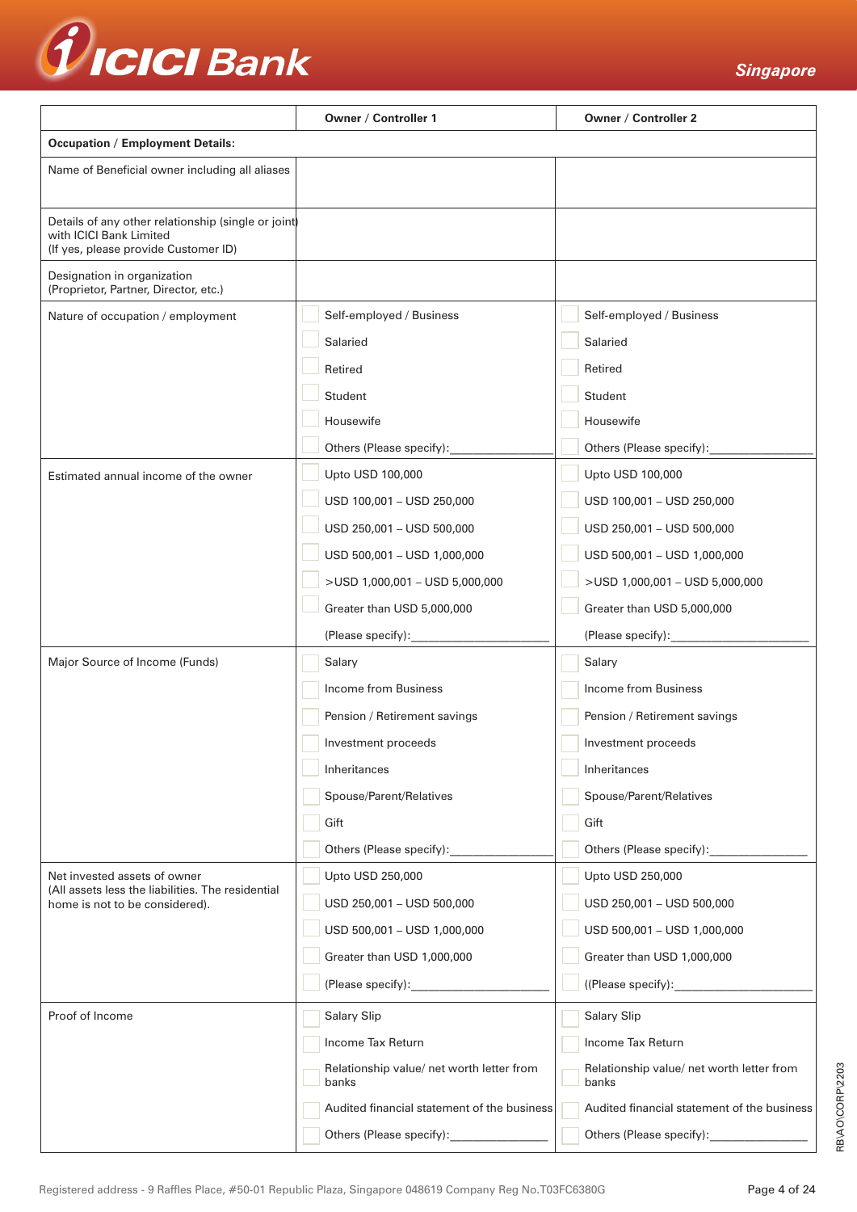| | Owner / Controller 1 | Owner / Controller 2 |
|---|---|---|
| **Occupation / Employment Details:** | | |
| Name of Beneficial owner including all aliases | | |
| Details of any other relationship (single or joint) with ICICI Bank Limited (If yes, please provide Customer ID) | | |
| Designation in organization (Proprietor, Partner, Director, etc.) | | |
| Nature of occupation / employment | ☐ Self-employed / Business<br>☐ Salaried<br>☐ Retired<br>☐ Student<br>☐ Housewife<br>☐ Others (Please specify):________________ | ☐ Self-employed / Business<br>☐ Salaried<br>☐ Retired<br>☐ Student<br>☐ Housewife<br>☐ Others (Please specify):________________ |
| Estimated annual income of the owner | ☐ Upto USD 100,000<br>☐ USD 100,001 – USD 250,000<br>☐ USD 250,001 – USD 500,000<br>☐ USD 500,001 – USD 1,000,000<br>☐ >USD 1,000,001 – USD 5,000,000<br>☐ Greater than USD 5,000,000<br>(Please specify):______________________ | ☐ Upto USD 100,000<br>☐ USD 100,001 – USD 250,000<br>☐ USD 250,001 – USD 500,000<br>☐ USD 500,001 – USD 1,000,000<br>☐ >USD 1,000,001 – USD 5,000,000<br>☐ Greater than USD 5,000,000<br>(Please specify):______________________ |
| Major Source of Income (Funds) | ☐ Salary<br>☐ Income from Business<br>☐ Pension / Retirement savings<br>☐ Investment proceeds<br>☐ Inheritances<br>☐ Spouse/Parent/Relatives<br>☐ Gift<br>☐ Others (Please specify):________________ | ☐ Salary<br>☐ Income from Business<br>☐ Pension / Retirement savings<br>☐ Investment proceeds<br>☐ Inheritances<br>☐ Spouse/Parent/Relatives<br>☐ Gift<br>☐ Others (Please specify):________________ |
| Net invested assets of owner (All assets less the liabilities. The residential home is not to be considered). | ☐ Upto USD 250,000<br>☐ USD 250,001 – USD 500,000<br>☐ USD 500,001 – USD 1,000,000<br>☐ Greater than USD 1,000,000<br>☐ (Please specify):______________________ | ☐ Upto USD 250,000<br>☐ USD 250,001 – USD 500,000<br>☐ USD 500,001 – USD 1,000,000<br>☐ Greater than USD 1,000,000<br>☐ ((Please specify):______________________ |
| Proof of Income | ☐ Salary Slip<br>☐ Income Tax Return<br>☐ Relationship value/ net worth letter from banks<br>☐ Audited financial statement of the business<br>☐ Others (Please specify):________________ | ☐ Salary Slip<br>☐ Income Tax Return<br>☐ Relationship value/ net worth letter from banks<br>☐ Audited financial statement of the business<br>☐ Others (Please specify):________________ |

RB\AO\CORP\2203

Registered address - 9 Raffles Place, #50-01 Republic Plaza, Singapore 048619 Company Reg No.T03FC6380G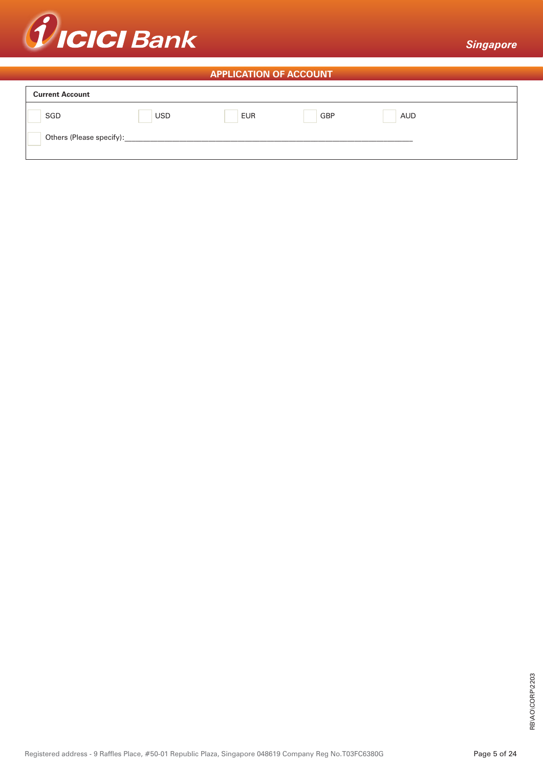## APPLICATION OF ACCOUNT

**Current Account**

☐ SGD ☐ USD ☐ EUR ☐ GBP ☐ AUD

☐ Others (Please specify):_______________________________________________________________

RB\AO\CORP\2203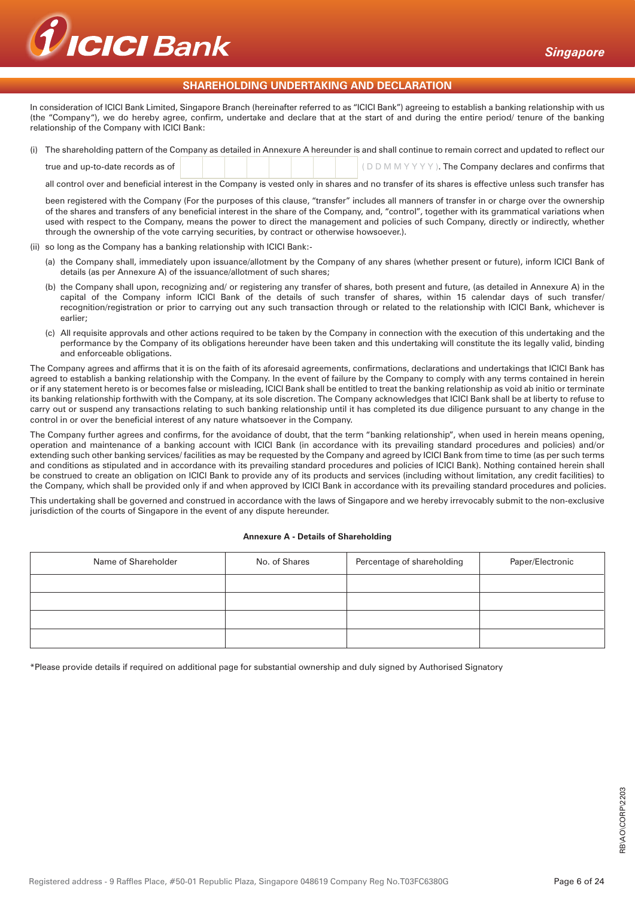## SHAREHOLDING UNDERTAKING AND DECLARATION

In consideration of ICICI Bank Limited, Singapore Branch (hereinafter referred to as "ICICI Bank") agreeing to establish a banking relationship with us (the "Company"), we do hereby agree, confirm, undertake and declare that at the start of and during the entire period/ tenure of the banking relationship of the Company with ICICI Bank:

(i) The shareholding pattern of the Company as detailed in Annexure A hereunder is and shall continue to remain correct and updated to reflect our true and up-to-date records as of \_\_\_\_\_\_\_\_ (DDMMYYYY). The Company declares and confirms that all control over and beneficial interest in the Company is vested only in shares and no transfer of its shares is effective unless such transfer has been registered with the Company (For the purposes of this clause, "transfer" includes all manners of transfer in or charge over the ownership of the shares and transfers of any beneficial interest in the share of the Company, and, "control", together with its grammatical variations when used with respect to the Company, means the power to direct the management and policies of such Company, directly or indirectly, whether through the ownership of the vote carrying securities, by contract or otherwise howsoever.).

(ii) so long as the Company has a banking relationship with ICICI Bank:-

(a) the Company shall, immediately upon issuance/allotment by the Company of any shares (whether present or future), inform ICICI Bank of details (as per Annexure A) of the issuance/allotment of such shares;

(b) the Company shall upon, recognizing and/ or registering any transfer of shares, both present and future, (as detailed in Annexure A) in the capital of the Company inform ICICI Bank of the details of such transfer of shares, within 15 calendar days of such transfer/ recognition/registration or prior to carrying out any such transaction through or related to the relationship with ICICI Bank, whichever is earlier;

(c) All requisite approvals and other actions required to be taken by the Company in connection with the execution of this undertaking and the performance by the Company of its obligations hereunder have been taken and this undertaking will constitute the its legally valid, binding and enforceable obligations.

The Company agrees and affirms that it is on the faith of its aforesaid agreements, confirmations, declarations and undertakings that ICICI Bank has agreed to establish a banking relationship with the Company. In the event of failure by the Company to comply with any terms contained in herein or if any statement hereto is or becomes false or misleading, ICICI Bank shall be entitled to treat the banking relationship as void ab initio or terminate its banking relationship forthwith with the Company, at its sole discretion. The Company acknowledges that ICICI Bank shall be at liberty to refuse to carry out or suspend any transactions relating to such banking relationship until it has completed its due diligence pursuant to any change in the control in or over the beneficial interest of any nature whatsoever in the Company.

The Company further agrees and confirms, for the avoidance of doubt, that the term "banking relationship", when used in herein means opening, operation and maintenance of a banking account with ICICI Bank (in accordance with its prevailing standard procedures and policies) and/or extending such other banking services/ facilities as may be requested by the Company and agreed by ICICI Bank from time to time (as per such terms and conditions as stipulated and in accordance with its prevailing standard procedures and policies of ICICI Bank). Nothing contained herein shall be construed to create an obligation on ICICI Bank to provide any of its products and services (including without limitation, any credit facilities) to the Company, which shall be provided only if and when approved by ICICI Bank in accordance with its prevailing standard procedures and policies.

This undertaking shall be governed and construed in accordance with the laws of Singapore and we hereby irrevocably submit to the non-exclusive jurisdiction of the courts of Singapore in the event of any dispute hereunder.

**Annexure A - Details of Shareholding**

| Name of Shareholder | No. of Shares | Percentage of shareholding | Paper/Electronic |
|---|---|---|---|
| | | | |
| | | | |
| | | | |
| | | | |

*Please provide details if required on additional page for substantial ownership and duly signed by Authorised Signatory

RB\AO\CORP\2203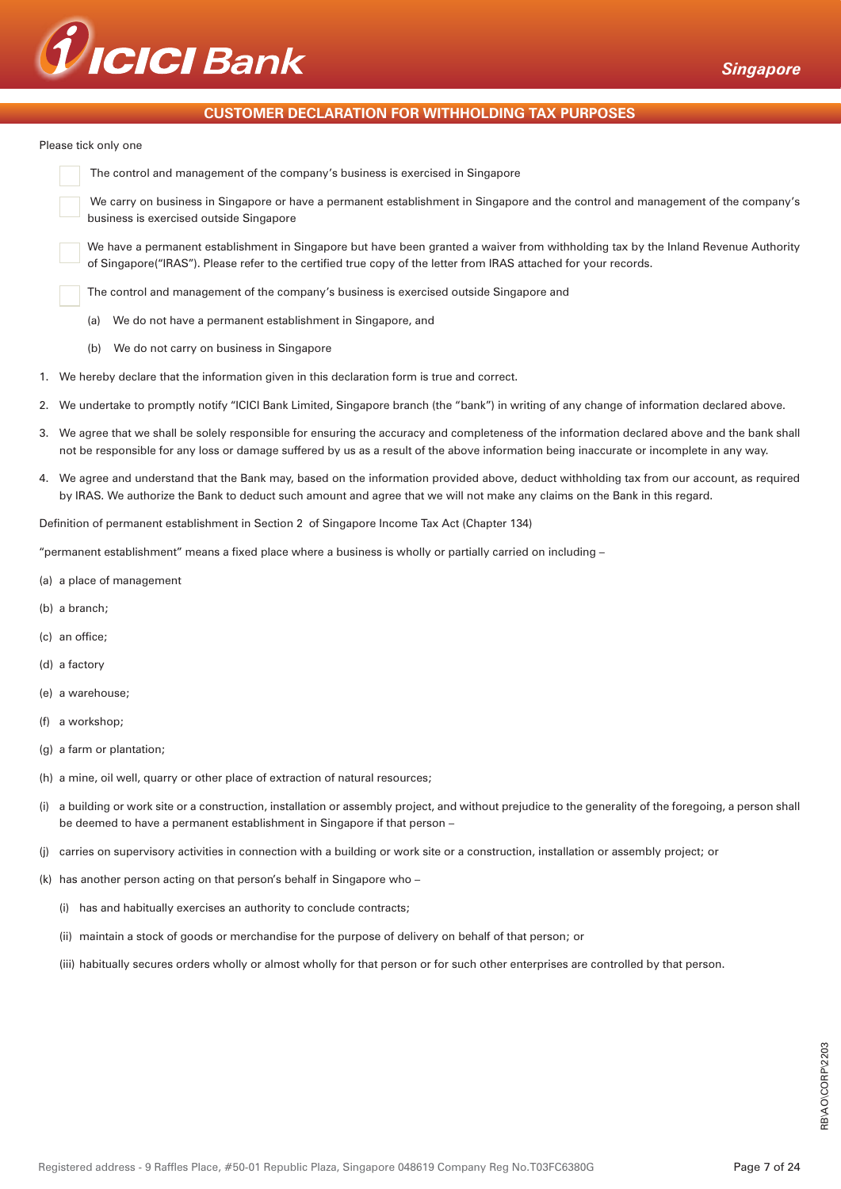## CUSTOMER DECLARATION FOR WITHHOLDING TAX PURPOSES

Please tick only one

- [ ] The control and management of the company's business is exercised in Singapore
- [ ] We carry on business in Singapore or have a permanent establishment in Singapore and the control and management of the company's business is exercised outside Singapore
- [ ] We have a permanent establishment in Singapore but have been granted a waiver from withholding tax by the Inland Revenue Authority of Singapore("IRAS"). Please refer to the certified true copy of the letter from IRAS attached for your records.
- [ ] The control and management of the company's business is exercised outside Singapore and
  - (a) We do not have a permanent establishment in Singapore, and
  - (b) We do not carry on business in Singapore

1. We hereby declare that the information given in this declaration form is true and correct.
2. We undertake to promptly notify "ICICI Bank Limited, Singapore branch (the "bank") in writing of any change of information declared above.
3. We agree that we shall be solely responsible for ensuring the accuracy and completeness of the information declared above and the bank shall not be responsible for any loss or damage suffered by us as a result of the above information being inaccurate or incomplete in any way.
4. We agree and understand that the Bank may, based on the information provided above, deduct withholding tax from our account, as required by IRAS. We authorize the Bank to deduct such amount and agree that we will not make any claims on the Bank in this regard.

Definition of permanent establishment in Section 2 of Singapore Income Tax Act (Chapter 134)

"permanent establishment" means a fixed place where a business is wholly or partially carried on including –

(a) a place of management

(b) a branch;

(c) an office;

(d) a factory

(e) a warehouse;

(f) a workshop;

(g) a farm or plantation;

(h) a mine, oil well, quarry or other place of extraction of natural resources;

(i) a building or work site or a construction, installation or assembly project, and without prejudice to the generality of the foregoing, a person shall be deemed to have a permanent establishment in Singapore if that person –

(j) carries on supervisory activities in connection with a building or work site or a construction, installation or assembly project; or

(k) has another person acting on that person's behalf in Singapore who –

  (i) has and habitually exercises an authority to conclude contracts;

  (ii) maintain a stock of goods or merchandise for the purpose of delivery on behalf of that person; or

  (iii) habitually secures orders wholly or almost wholly for that person or for such other enterprises are controlled by that person.

RB\AO\CORP\2203

Registered address - 9 Raffles Place, #50-01 Republic Plaza, Singapore 048619 Company Reg No.T03FC6380G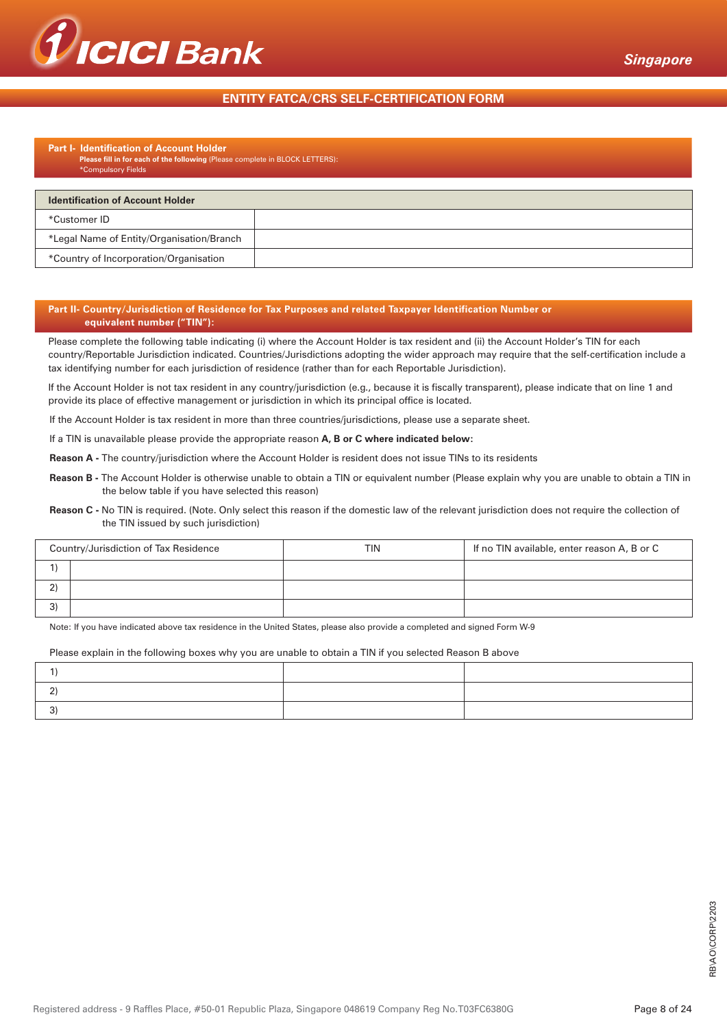# ENTITY FATCA/CRS SELF-CERTIFICATION FORM

## Part I- Identification of Account Holder

**Please fill in for each of the following** (Please complete in BLOCK LETTERS):
*Compulsory Fields

| Identification of Account Holder | |
|---|---|
| *Customer ID | |
| *Legal Name of Entity/Organisation/Branch | |
| *Country of Incorporation/Organisation | |

## Part II- Country/Jurisdiction of Residence for Tax Purposes and related Taxpayer Identification Number or equivalent number ("TIN"):

Please complete the following table indicating (i) where the Account Holder is tax resident and (ii) the Account Holder's TIN for each country/Reportable Jurisdiction indicated. Countries/Jurisdictions adopting the wider approach may require that the self-certification include a tax identifying number for each jurisdiction of residence (rather than for each Reportable Jurisdiction).

If the Account Holder is not tax resident in any country/jurisdiction (e.g., because it is fiscally transparent), please indicate that on line 1 and provide its place of effective management or jurisdiction in which its principal office is located.

If the Account Holder is tax resident in more than three countries/jurisdictions, please use a separate sheet.

If a TIN is unavailable please provide the appropriate reason **A, B or C where indicated below:**

**Reason A -** The country/jurisdiction where the Account Holder is resident does not issue TINs to its residents

**Reason B -** The Account Holder is otherwise unable to obtain a TIN or equivalent number (Please explain why you are unable to obtain a TIN in the below table if you have selected this reason)

**Reason C -** No TIN is required. (Note. Only select this reason if the domestic law of the relevant jurisdiction does not require the collection of the TIN issued by such jurisdiction)

| Country/Jurisdiction of Tax Residence | | TIN | If no TIN available, enter reason A, B or C |
|---|---|---|---|
| 1) | | | |
| 2) | | | |
| 3) | | | |

Note: If you have indicated above tax residence in the United States, please also provide a completed and signed Form W-9

Please explain in the following boxes why you are unable to obtain a TIN if you selected Reason B above

| | | |
|---|---|---|
| 1) | | |
| 2) | | |
| 3) | | |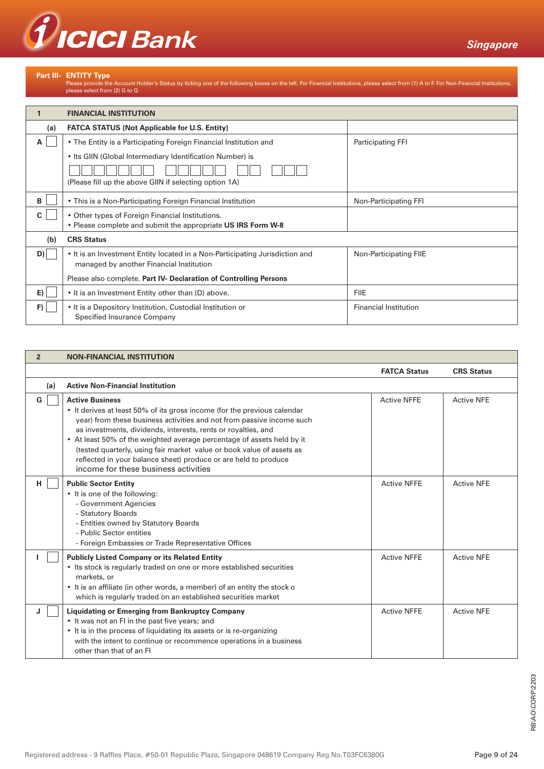## Part III- ENTITY Type

Please provide the Account Holder's Status by ticking one of the following boxes on the left. For Financial Institutions, please select from (1) A to F. For Non-Financial Institutions, please select from (2) G to Q

| 1 | FINANCIAL INSTITUTION | |
|---|---|---|
| (a) | FATCA STATUS (Not Applicable for U.S. Entity) | |
| A ☐ | • The Entity is a Participating Foreign Financial Institution and<br>• Its GIIN (Global Intermediary Identification Number) is<br>☐☐☐☐☐☐☐ ☐☐☐☐☐ ☐☐ ☐☐☐<br>(Please fill up the above GIIN if selecting option 1A) | Participating FFI |
| B ☐ | • This is a Non-Participating Foreign Financial Institution | Non-Participating FFI |
| C ☐ | • Other types of Foreign Financial Institutions.<br>• Please complete and submit the appropriate **US IRS Form W-8** | |
| (b) | CRS Status | |
| D) ☐ | • It is an Investment Entity located in a Non-Participating Jurisdiction and managed by another Financial Institution<br>Please also complete. **Part IV- Declaration of Controlling Persons** | Non-Participating FIIE |
| E) ☐ | • It is an Investment Entity other than (D) above. | FIIE |
| F) ☐ | • It is a Depository Institution, Custodial Institution or Specified Insurance Company | Financial Institution |

| 2 | NON-FINANCIAL INSTITUTION | | |
|---|---|---|---|
| | | **FATCA Status** | **CRS Status** |
| (a) | **Active Non-Financial Institution** | | |
| G ☐ | **Active Business**<br>• It derives at least 50% of its gross income (for the previous calendar year) from these business activities and not from passive income such as investments, dividends, interests, rents or royalties, and<br>• At least 50% of the weighted average percentage of assets held by it (tested quarterly, using fair market value or book value of assets as reflected in your balance sheet) produce or are held to produce income for these business activities | Active NFFE | Active NFE |
| H ☐ | **Public Sector Entity**<br>• It is one of the following:<br>- Government Agencies<br>- Statutory Boards<br>- Entities owned by Statutory Boards<br>- Public Sector entities<br>- Foreign Embassies or Trade Representative Offices | Active NFFE | Active NFE |
| I ☐ | **Publicly Listed Company or its Related Entity**<br>• Its stock is regularly traded on one or more established securities markets, or<br>• It is an affiliate (in other words, a member) of an entity the stock o which is regularly traded on an established securities market | Active NFFE | Active NFE |
| J ☐ | **Liquidating or Emerging from Bankruptcy Company**<br>• It was not an FI in the past five years; and<br>• It is in the process of liquidating its assets or is re-organizing with the intent to continue or recommence operations in a business other than that of an FI | Active NFFE | Active NFE |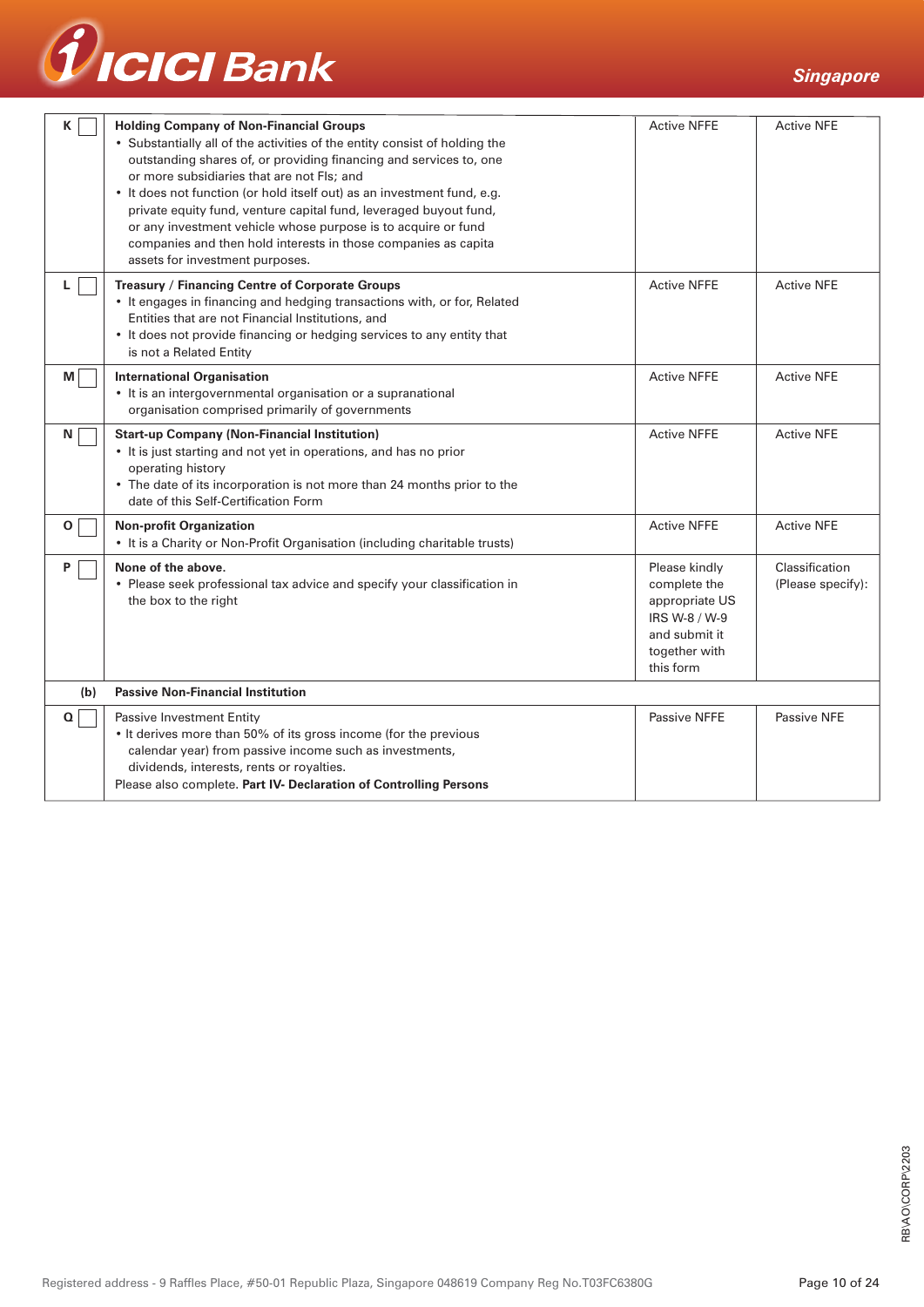| | | | |
|---|---|---|---|
| K ☐ | **Holding Company of Non-Financial Groups**<br>• Substantially all of the activities of the entity consist of holding the outstanding shares of, or providing financing and services to, one or more subsidiaries that are not FIs; and<br>• It does not function (or hold itself out) as an investment fund, e.g. private equity fund, venture capital fund, leveraged buyout fund, or any investment vehicle whose purpose is to acquire or fund companies and then hold interests in those companies as capita assets for investment purposes. | Active NFFE | Active NFE |
| L ☐ | **Treasury / Financing Centre of Corporate Groups**<br>• It engages in financing and hedging transactions with, or for, Related Entities that are not Financial Institutions, and<br>• It does not provide financing or hedging services to any entity that is not a Related Entity | Active NFFE | Active NFE |
| M ☐ | **International Organisation**<br>• It is an intergovernmental organisation or a supranational organisation comprised primarily of governments | Active NFFE | Active NFE |
| N ☐ | **Start-up Company (Non-Financial Institution)**<br>• It is just starting and not yet in operations, and has no prior operating history<br>• The date of its incorporation is not more than 24 months prior to the date of this Self-Certification Form | Active NFFE | Active NFE |
| O ☐ | **Non-profit Organization**<br>• It is a Charity or Non-Profit Organisation (including charitable trusts) | Active NFFE | Active NFE |
| P ☐ | **None of the above.**<br>• Please seek professional tax advice and specify your classification in the box to the right | Please kindly complete the appropriate US IRS W-8 / W-9 and submit it together with this form | Classification (Please specify): |
| **(b)** | **Passive Non-Financial Institution** | | |
| Q ☐ | Passive Investment Entity<br>• It derives more than 50% of its gross income (for the previous calendar year) from passive income such as investments, dividends, interests, rents or royalties.<br>Please also complete. **Part IV- Declaration of Controlling Persons** | Passive NFFE | Passive NFE |

RB\AO\CORP\2203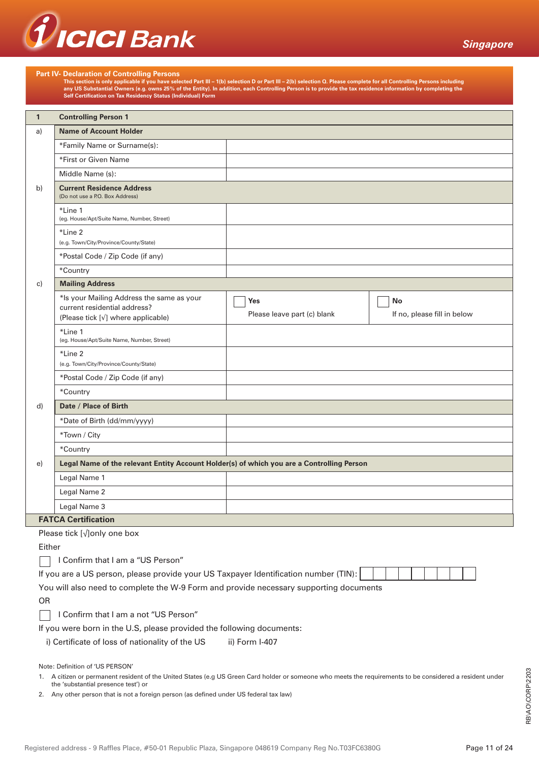## Part IV- Declaration of Controlling Persons

**This section is only applicable if you have selected Part III – 1(b) selection D or Part III – 2(b) selection Q. Please complete for all Controlling Persons including any US Substantial Owners (e.g. owns 25% of the Entity). In addition, each Controlling Person is to provide the tax residence information by completing the Self Certification on Tax Residency Status (Individual) Form**

| 1 | **Controlling Person 1** | | |
|---|---|---|---|
| a) | **Name of Account Holder** | | |
| | *Family Name or Surname(s): | | |
| | *First or Given Name | | |
| | Middle Name (s): | | |
| b) | **Current Residence Address** (Do not use a P.O. Box Address) | | |
| | *Line 1 (eg. House/Apt/Suite Name, Number, Street) | | |
| | *Line 2 (e.g. Town/City/Province/County/State) | | |
| | *Postal Code / Zip Code (if any) | | |
| | *Country | | |
| c) | **Mailing Address** | | |
| | *Is your Mailing Address the same as your current residential address? (Please tick [√] where applicable) | ☐ **Yes** Please leave part (c) blank | ☐ **No** If no, please fill in below |
| | *Line 1 (eg. House/Apt/Suite Name, Number, Street) | | |
| | *Line 2 (e.g. Town/City/Province/County/State) | | |
| | *Postal Code / Zip Code (if any) | | |
| | *Country | | |
| d) | **Date / Place of Birth** | | |
| | *Date of Birth (dd/mm/yyyy) | | |
| | *Town / City | | |
| | *Country | | |
| e) | **Legal Name of the relevant Entity Account Holder(s) of which you are a Controlling Person** | | |
| | Legal Name 1 | | |
| | Legal Name 2 | | |
| | Legal Name 3 | | |

**FATCA Certification**

Please tick [√]only one box

Either

☐ I Confirm that I am a "US Person"

If you are a US person, please provide your US Taxpayer Identification number (TIN): ☐☐☐☐☐☐☐☐☐

You will also need to complete the W-9 Form and provide necessary supporting documents

OR

☐ I Confirm that I am a not "US Person"

If you were born in the U.S, please provided the following documents:

i) Certificate of loss of nationality of the US    ii) Form I-407

Note: Definition of 'US PERSON'

1. A citizen or permanent resident of the United States (e.g US Green Card holder or someone who meets the requirements to be considered a resident under the 'substantial presence test') or
2. Any other person that is not a foreign person (as defined under US federal tax law)

RB\AO\CORP\2203

Registered address - 9 Raffles Place, #50-01 Republic Plaza, Singapore 048619 Company Reg No.T03FC6380G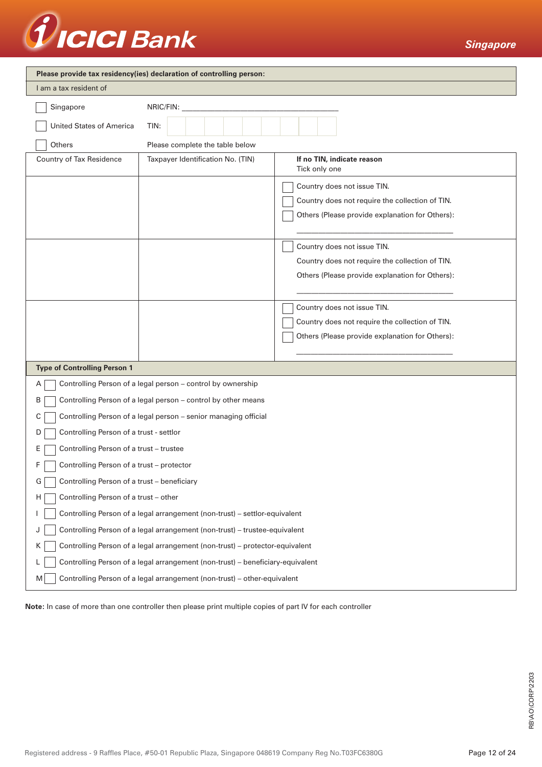**Please provide tax residency(ies) declaration of controlling person:**

I am a tax resident of

- ☐ Singapore — NRIC/FIN: ____________________
- ☐ United States of America — TIN: ☐☐☐☐☐☐☐☐☐
- ☐ Others — Please complete the table below

| Country of Tax Residence | Taxpayer Identification No. (TIN) | **If no TIN, indicate reason** Tick only one |
|---|---|---|
| | | ☐ Country does not issue TIN.<br>☐ Country does not require the collection of TIN.<br>☐ Others (Please provide explanation for Others):<br>____________________ |
| | | ☐ Country does not issue TIN.<br>Country does not require the collection of TIN.<br>Others (Please provide explanation for Others):<br>____________________ |
| | | ☐ Country does not issue TIN.<br>☐ Country does not require the collection of TIN.<br>☐ Others (Please provide explanation for Others):<br>____________________ |

**Type of Controlling Person 1**

- A ☐ Controlling Person of a legal person – control by ownership
- B ☐ Controlling Person of a legal person – control by other means
- C ☐ Controlling Person of a legal person – senior managing official
- D ☐ Controlling Person of a trust - settlor
- E ☐ Controlling Person of a trust – trustee
- F ☐ Controlling Person of a trust – protector
- G ☐ Controlling Person of a trust – beneficiary
- H ☐ Controlling Person of a trust – other
- I ☐ Controlling Person of a legal arrangement (non-trust) – settlor-equivalent
- J ☐ Controlling Person of a legal arrangement (non-trust) – trustee-equivalent
- K ☐ Controlling Person of a legal arrangement (non-trust) – protector-equivalent
- L ☐ Controlling Person of a legal arrangement (non-trust) – beneficiary-equivalent
- M ☐ Controlling Person of a legal arrangement (non-trust) – other-equivalent

**Note:** In case of more than one controller then please print multiple copies of part IV for each controller

Registered address - 9 Raffles Place, #50-01 Republic Plaza, Singapore 048619 Company Reg No.T03FC6380G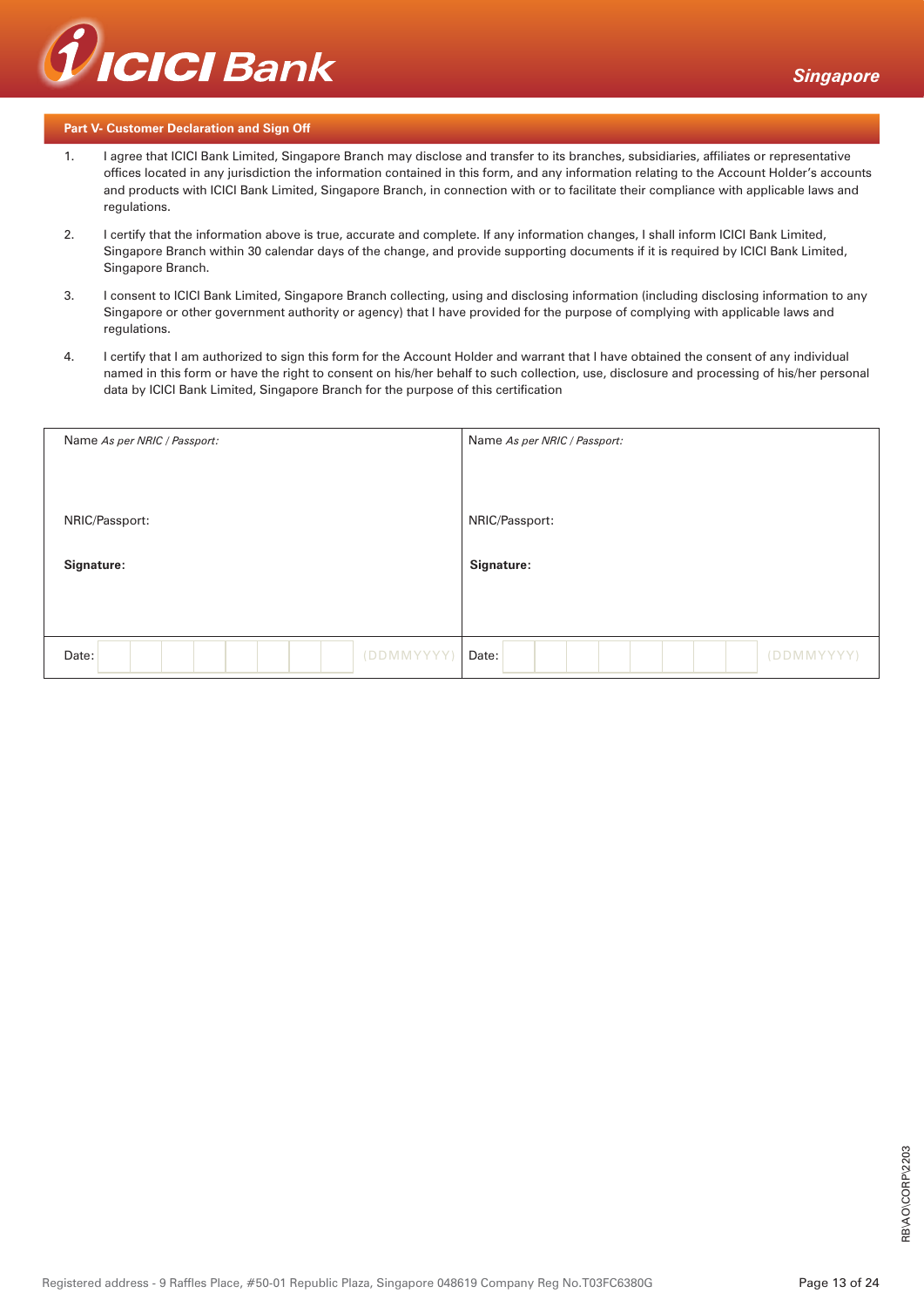## Part V- Customer Declaration and Sign Off

1. I agree that ICICI Bank Limited, Singapore Branch may disclose and transfer to its branches, subsidiaries, affiliates or representative offices located in any jurisdiction the information contained in this form, and any information relating to the Account Holder's accounts and products with ICICI Bank Limited, Singapore Branch, in connection with or to facilitate their compliance with applicable laws and regulations.
2. I certify that the information above is true, accurate and complete. If any information changes, I shall inform ICICI Bank Limited, Singapore Branch within 30 calendar days of the change, and provide supporting documents if it is required by ICICI Bank Limited, Singapore Branch.
3. I consent to ICICI Bank Limited, Singapore Branch collecting, using and disclosing information (including disclosing information to any Singapore or other government authority or agency) that I have provided for the purpose of complying with applicable laws and regulations.
4. I certify that I am authorized to sign this form for the Account Holder and warrant that I have obtained the consent of any individual named in this form or have the right to consent on his/her behalf to such collection, use, disclosure and processing of his/her personal data by ICICI Bank Limited, Singapore Branch for the purpose of this certification

| | |
|---|---|
| Name *As per NRIC / Passport:* | Name *As per NRIC / Passport:* |
| NRIC/Passport: | NRIC/Passport: |
| **Signature:** | **Signature:** |
| Date: (DDMMYYYY) | Date: (DDMMYYYY) |

Registered address - 9 Raffles Place, #50-01 Republic Plaza, Singapore 048619 Company Reg No.T03FC6380G

RB\AO\CORP\2203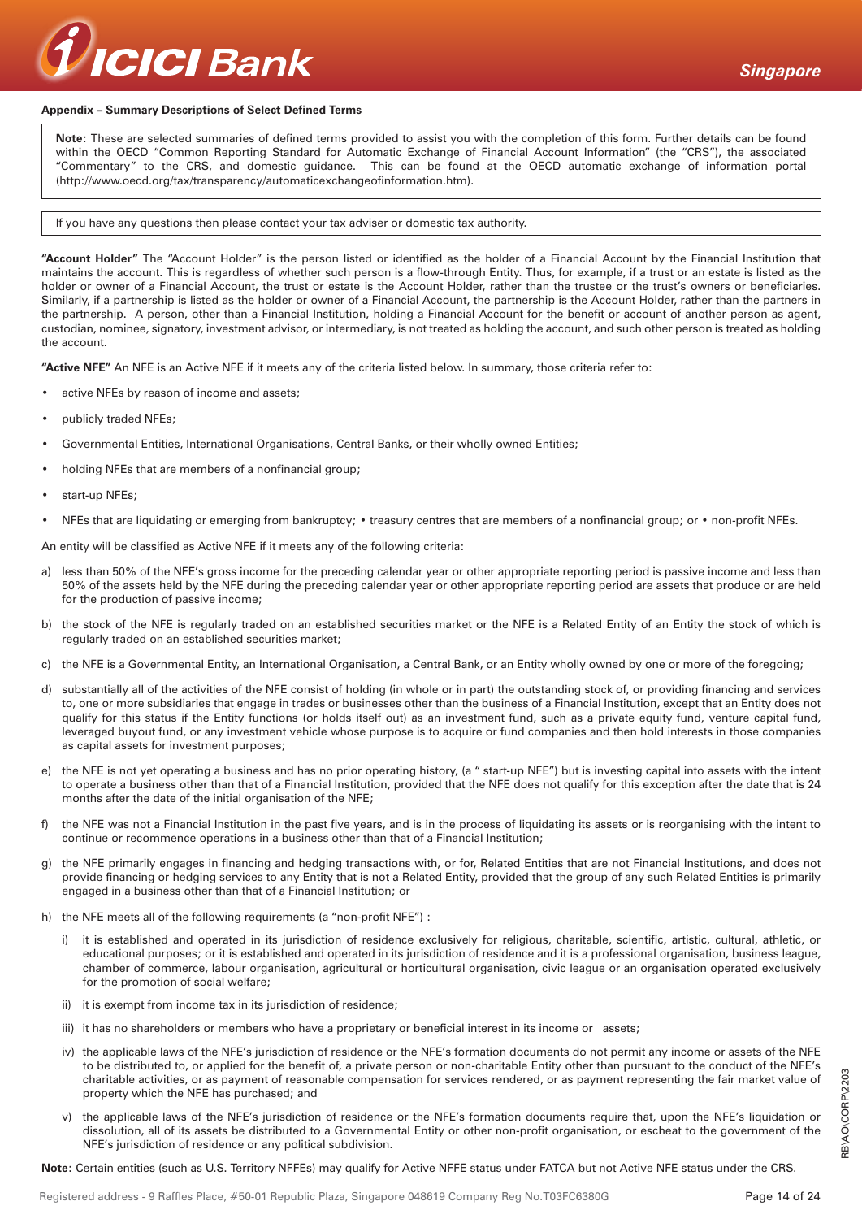**Appendix – Summary Descriptions of Select Defined Terms**

> **Note:** These are selected summaries of defined terms provided to assist you with the completion of this form. Further details can be found within the OECD "Common Reporting Standard for Automatic Exchange of Financial Account Information" (the "CRS"), the associated "Commentary" to the CRS, and domestic guidance. This can be found at the OECD automatic exchange of information portal (http://www.oecd.org/tax/transparency/automaticexchangeofinformation.htm).

> If you have any questions then please contact your tax adviser or domestic tax authority.

**"Account Holder"** The "Account Holder" is the person listed or identified as the holder of a Financial Account by the Financial Institution that maintains the account. This is regardless of whether such person is a flow-through Entity. Thus, for example, if a trust or an estate is listed as the holder or owner of a Financial Account, the trust or estate is the Account Holder, rather than the trustee or the trust's owners or beneficiaries. Similarly, if a partnership is listed as the holder or owner of a Financial Account, the partnership is the Account Holder, rather than the partners in the partnership. A person, other than a Financial Institution, holding a Financial Account for the benefit or account of another person as agent, custodian, nominee, signatory, investment advisor, or intermediary, is not treated as holding the account, and such other person is treated as holding the account.

**"Active NFE"** An NFE is an Active NFE if it meets any of the criteria listed below. In summary, those criteria refer to:

- active NFEs by reason of income and assets;
- publicly traded NFEs;
- Governmental Entities, International Organisations, Central Banks, or their wholly owned Entities;
- holding NFEs that are members of a nonfinancial group;
- start-up NFEs;
- NFEs that are liquidating or emerging from bankruptcy; • treasury centres that are members of a nonfinancial group; or • non-profit NFEs.

An entity will be classified as Active NFE if it meets any of the following criteria:

a) less than 50% of the NFE's gross income for the preceding calendar year or other appropriate reporting period is passive income and less than 50% of the assets held by the NFE during the preceding calendar year or other appropriate reporting period are assets that produce or are held for the production of passive income;

b) the stock of the NFE is regularly traded on an established securities market or the NFE is a Related Entity of an Entity the stock of which is regularly traded on an established securities market;

c) the NFE is a Governmental Entity, an International Organisation, a Central Bank, or an Entity wholly owned by one or more of the foregoing;

d) substantially all of the activities of the NFE consist of holding (in whole or in part) the outstanding stock of, or providing financing and services to, one or more subsidiaries that engage in trades or businesses other than the business of a Financial Institution, except that an Entity does not qualify for this status if the Entity functions (or holds itself out) as an investment fund, such as a private equity fund, venture capital fund, leveraged buyout fund, or any investment vehicle whose purpose is to acquire or fund companies and then hold interests in those companies as capital assets for investment purposes;

e) the NFE is not yet operating a business and has no prior operating history, (a " start-up NFE") but is investing capital into assets with the intent to operate a business other than that of a Financial Institution, provided that the NFE does not qualify for this exception after the date that is 24 months after the date of the initial organisation of the NFE;

f) the NFE was not a Financial Institution in the past five years, and is in the process of liquidating its assets or is reorganising with the intent to continue or recommence operations in a business other than that of a Financial Institution;

g) the NFE primarily engages in financing and hedging transactions with, or for, Related Entities that are not Financial Institutions, and does not provide financing or hedging services to any Entity that is not a Related Entity, provided that the group of any such Related Entities is primarily engaged in a business other than that of a Financial Institution; or

h) the NFE meets all of the following requirements (a "non-profit NFE") :

   i) it is established and operated in its jurisdiction of residence exclusively for religious, charitable, scientific, artistic, cultural, athletic, or educational purposes; or it is established and operated in its jurisdiction of residence and it is a professional organisation, business league, chamber of commerce, labour organisation, agricultural or horticultural organisation, civic league or an organisation operated exclusively for the promotion of social welfare;

   ii) it is exempt from income tax in its jurisdiction of residence;

   iii) it has no shareholders or members who have a proprietary or beneficial interest in its income or assets;

   iv) the applicable laws of the NFE's jurisdiction of residence or the NFE's formation documents do not permit any income or assets of the NFE to be distributed to, or applied for the benefit of, a private person or non-charitable Entity other than pursuant to the conduct of the NFE's charitable activities, or as payment of reasonable compensation for services rendered, or as payment representing the fair market value of property which the NFE has purchased; and

   v) the applicable laws of the NFE's jurisdiction of residence or the NFE's formation documents require that, upon the NFE's liquidation or dissolution, all of its assets be distributed to a Governmental Entity or other non-profit organisation, or escheat to the government of the NFE's jurisdiction of residence or any political subdivision.

**Note:** Certain entities (such as U.S. Territory NFFEs) may qualify for Active NFFE status under FATCA but not Active NFE status under the CRS.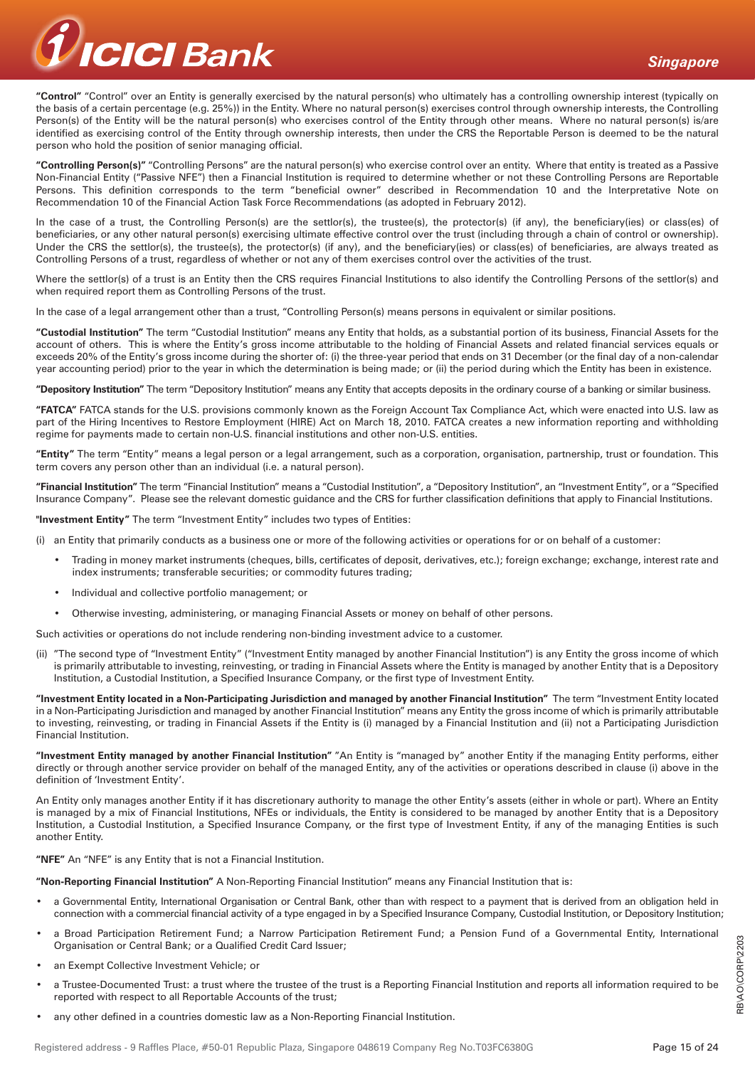**"Control"** "Control" over an Entity is generally exercised by the natural person(s) who ultimately has a controlling ownership interest (typically on the basis of a certain percentage (e.g. 25%)) in the Entity. Where no natural person(s) exercises control through ownership interests, the Controlling Person(s) of the Entity will be the natural person(s) who exercises control of the Entity through other means. Where no natural person(s) is/are identified as exercising control of the Entity through ownership interests, then under the CRS the Reportable Person is deemed to be the natural person who hold the position of senior managing official.

**"Controlling Person(s)"** "Controlling Persons" are the natural person(s) who exercise control over an entity. Where that entity is treated as a Passive Non-Financial Entity ("Passive NFE") then a Financial Institution is required to determine whether or not these Controlling Persons are Reportable Persons. This definition corresponds to the term "beneficial owner" described in Recommendation 10 and the Interpretative Note on Recommendation 10 of the Financial Action Task Force Recommendations (as adopted in February 2012).

In the case of a trust, the Controlling Person(s) are the settlor(s), the trustee(s), the protector(s) (if any), the beneficiary(ies) or class(es) of beneficiaries, or any other natural person(s) exercising ultimate effective control over the trust (including through a chain of control or ownership). Under the CRS the settlor(s), the trustee(s), the protector(s) (if any), and the beneficiary(ies) or class(es) of beneficiaries, are always treated as Controlling Persons of a trust, regardless of whether or not any of them exercises control over the activities of the trust.

Where the settlor(s) of a trust is an Entity then the CRS requires Financial Institutions to also identify the Controlling Persons of the settlor(s) and when required report them as Controlling Persons of the trust.

In the case of a legal arrangement other than a trust, "Controlling Person(s) means persons in equivalent or similar positions.

**"Custodial Institution"** The term "Custodial Institution" means any Entity that holds, as a substantial portion of its business, Financial Assets for the account of others. This is where the Entity's gross income attributable to the holding of Financial Assets and related financial services equals or exceeds 20% of the Entity's gross income during the shorter of: (i) the three-year period that ends on 31 December (or the final day of a non-calendar year accounting period) prior to the year in which the determination is being made; or (ii) the period during which the Entity has been in existence.

**"Depository Institution"** The term "Depository Institution" means any Entity that accepts deposits in the ordinary course of a banking or similar business.

**"FATCA"** FATCA stands for the U.S. provisions commonly known as the Foreign Account Tax Compliance Act, which were enacted into U.S. law as part of the Hiring Incentives to Restore Employment (HIRE) Act on March 18, 2010. FATCA creates a new information reporting and withholding regime for payments made to certain non-U.S. financial institutions and other non-U.S. entities.

**"Entity"** The term "Entity" means a legal person or a legal arrangement, such as a corporation, organisation, partnership, trust or foundation. This term covers any person other than an individual (i.e. a natural person).

**"Financial Institution"** The term "Financial Institution" means a "Custodial Institution", a "Depository Institution", an "Investment Entity", or a "Specified Insurance Company". Please see the relevant domestic guidance and the CRS for further classification definitions that apply to Financial Institutions.

**"Investment Entity"** The term "Investment Entity" includes two types of Entities:

(i) an Entity that primarily conducts as a business one or more of the following activities or operations for or on behalf of a customer:

- Trading in money market instruments (cheques, bills, certificates of deposit, derivatives, etc.); foreign exchange; exchange, interest rate and index instruments; transferable securities; or commodity futures trading;
- Individual and collective portfolio management; or
- Otherwise investing, administering, or managing Financial Assets or money on behalf of other persons.

Such activities or operations do not include rendering non-binding investment advice to a customer.

(ii) "The second type of "Investment Entity" ("Investment Entity managed by another Financial Institution") is any Entity the gross income of which is primarily attributable to investing, reinvesting, or trading in Financial Assets where the Entity is managed by another Entity that is a Depository Institution, a Custodial Institution, a Specified Insurance Company, or the first type of Investment Entity.

**"Investment Entity located in a Non-Participating Jurisdiction and managed by another Financial Institution"** The term "Investment Entity located in a Non-Participating Jurisdiction and managed by another Financial Institution" means any Entity the gross income of which is primarily attributable to investing, reinvesting, or trading in Financial Assets if the Entity is (i) managed by a Financial Institution and (ii) not a Participating Jurisdiction Financial Institution.

**"Investment Entity managed by another Financial Institution"** "An Entity is "managed by" another Entity if the managing Entity performs, either directly or through another service provider on behalf of the managed Entity, any of the activities or operations described in clause (i) above in the definition of 'Investment Entity'.

An Entity only manages another Entity if it has discretionary authority to manage the other Entity's assets (either in whole or part). Where an Entity is managed by a mix of Financial Institutions, NFEs or individuals, the Entity is considered to be managed by another Entity that is a Depository Institution, a Custodial Institution, a Specified Insurance Company, or the first type of Investment Entity, if any of the managing Entities is such another Entity.

**"NFE"** An "NFE" is any Entity that is not a Financial Institution.

**"Non-Reporting Financial Institution"** A Non-Reporting Financial Institution" means any Financial Institution that is:

- a Governmental Entity, International Organisation or Central Bank, other than with respect to a payment that is derived from an obligation held in connection with a commercial financial activity of a type engaged in by a Specified Insurance Company, Custodial Institution, or Depository Institution;
- a Broad Participation Retirement Fund; a Narrow Participation Retirement Fund; a Pension Fund of a Governmental Entity, International Organisation or Central Bank; or a Qualified Credit Card Issuer;
- an Exempt Collective Investment Vehicle; or
- a Trustee-Documented Trust: a trust where the trustee of the trust is a Reporting Financial Institution and reports all information required to be reported with respect to all Reportable Accounts of the trust;
- any other defined in a countries domestic law as a Non-Reporting Financial Institution.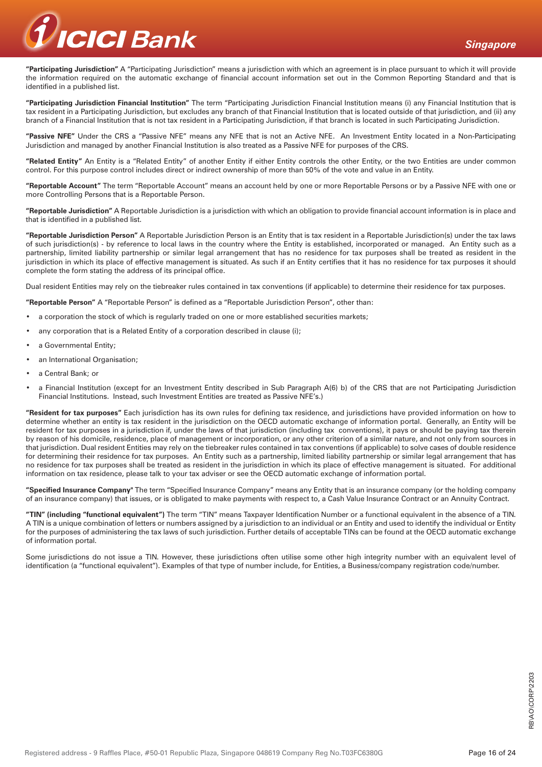**"Participating Jurisdiction"** A "Participating Jurisdiction" means a jurisdiction with which an agreement is in place pursuant to which it will provide the information required on the automatic exchange of financial account information set out in the Common Reporting Standard and that is identified in a published list.

**"Participating Jurisdiction Financial Institution"** The term "Participating Jurisdiction Financial Institution means (i) any Financial Institution that is tax resident in a Participating Jurisdiction, but excludes any branch of that Financial Institution that is located outside of that jurisdiction, and (ii) any branch of a Financial Institution that is not tax resident in a Participating Jurisdiction, if that branch is located in such Participating Jurisdiction.

**"Passive NFE"** Under the CRS a "Passive NFE" means any NFE that is not an Active NFE. An Investment Entity located in a Non-Participating Jurisdiction and managed by another Financial Institution is also treated as a Passive NFE for purposes of the CRS.

**"Related Entity"** An Entity is a "Related Entity" of another Entity if either Entity controls the other Entity, or the two Entities are under common control. For this purpose control includes direct or indirect ownership of more than 50% of the vote and value in an Entity.

**"Reportable Account"** The term "Reportable Account" means an account held by one or more Reportable Persons or by a Passive NFE with one or more Controlling Persons that is a Reportable Person.

**"Reportable Jurisdiction"** A Reportable Jurisdiction is a jurisdiction with which an obligation to provide financial account information is in place and that is identified in a published list.

**"Reportable Jurisdiction Person"** A Reportable Jurisdiction Person is an Entity that is tax resident in a Reportable Jurisdiction(s) under the tax laws of such jurisdiction(s) - by reference to local laws in the country where the Entity is established, incorporated or managed. An Entity such as a partnership, limited liability partnership or similar legal arrangement that has no residence for tax purposes shall be treated as resident in the jurisdiction in which its place of effective management is situated. As such if an Entity certifies that it has no residence for tax purposes it should complete the form stating the address of its principal office.

Dual resident Entities may rely on the tiebreaker rules contained in tax conventions (if applicable) to determine their residence for tax purposes.

**"Reportable Person"** A "Reportable Person" is defined as a "Reportable Jurisdiction Person", other than:

- a corporation the stock of which is regularly traded on one or more established securities markets;
- any corporation that is a Related Entity of a corporation described in clause (i);
- a Governmental Entity;
- an International Organisation;
- a Central Bank; or
- a Financial Institution (except for an Investment Entity described in Sub Paragraph A(6) b) of the CRS that are not Participating Jurisdiction Financial Institutions. Instead, such Investment Entities are treated as Passive NFE's.)

**"Resident for tax purposes"** Each jurisdiction has its own rules for defining tax residence, and jurisdictions have provided information on how to determine whether an entity is tax resident in the jurisdiction on the OECD automatic exchange of information portal. Generally, an Entity will be resident for tax purposes in a jurisdiction if, under the laws of that jurisdiction (including tax conventions), it pays or should be paying tax therein by reason of his domicile, residence, place of management or incorporation, or any other criterion of a similar nature, and not only from sources in that jurisdiction. Dual resident Entities may rely on the tiebreaker rules contained in tax conventions (if applicable) to solve cases of double residence for determining their residence for tax purposes. An Entity such as a partnership, limited liability partnership or similar legal arrangement that has no residence for tax purposes shall be treated as resident in the jurisdiction in which its place of effective management is situated. For additional information on tax residence, please talk to your tax adviser or see the OECD automatic exchange of information portal.

**"Specified Insurance Company"** The term "Specified Insurance Company" means any Entity that is an insurance company (or the holding company of an insurance company) that issues, or is obligated to make payments with respect to, a Cash Value Insurance Contract or an Annuity Contract.

**"TIN" (including "functional equivalent")** The term "TIN" means Taxpayer Identification Number or a functional equivalent in the absence of a TIN. A TIN is a unique combination of letters or numbers assigned by a jurisdiction to an individual or an Entity and used to identify the individual or Entity for the purposes of administering the tax laws of such jurisdiction. Further details of acceptable TINs can be found at the OECD automatic exchange of information portal.

Some jurisdictions do not issue a TIN. However, these jurisdictions often utilise some other high integrity number with an equivalent level of identification (a "functional equivalent"). Examples of that type of number include, for Entities, a Business/company registration code/number.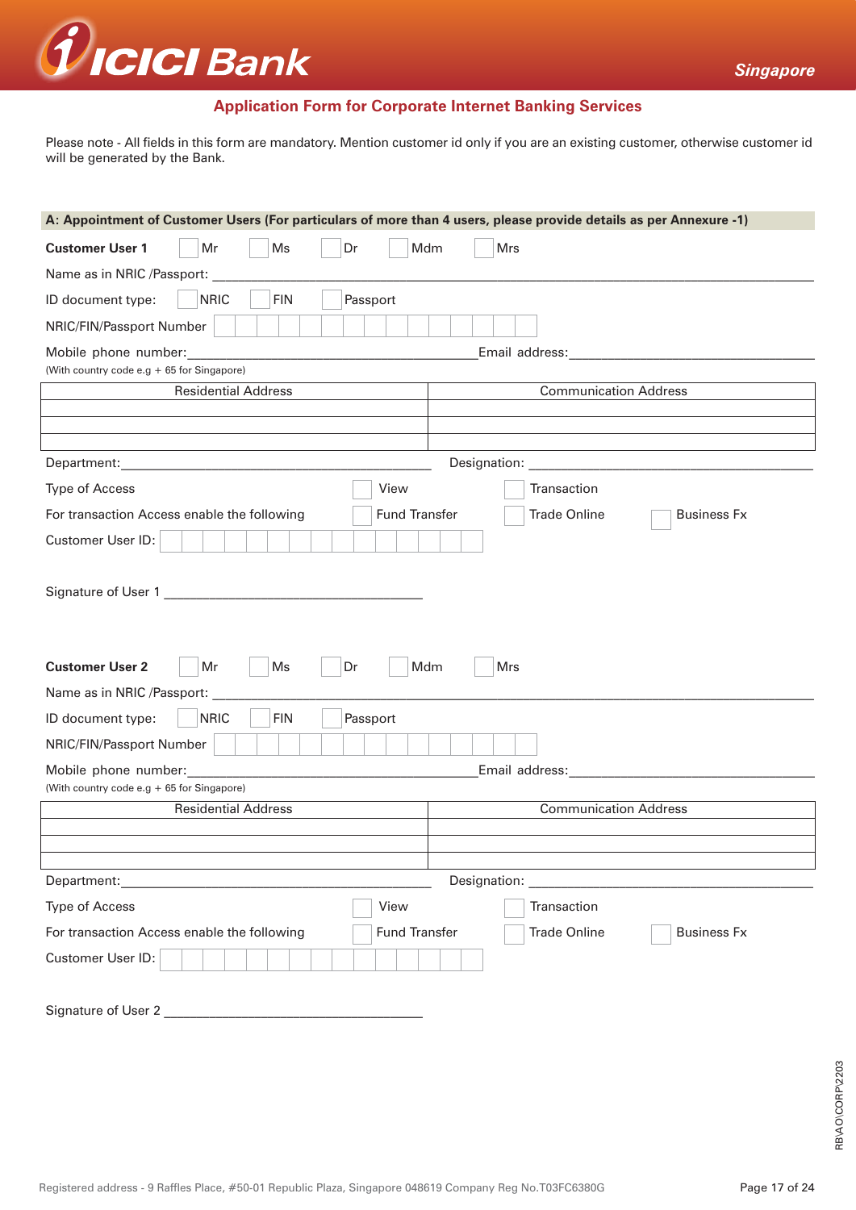# ICICI Bank Singapore

## Application Form for Corporate Internet Banking Services

Please note - All fields in this form are mandatory. Mention customer id only if you are an existing customer, otherwise customer id will be generated by the Bank.

### A: Appointment of Customer Users (For particulars of more than 4 users, please provide details as per Annexure -1)

**Customer User 1** ☐ Mr ☐ Ms ☐ Dr ☐ Mdm ☐ Mrs

Name as in NRIC /Passport: ____________________________________________

ID document type: ☐ NRIC ☐ FIN ☐ Passport

NRIC/FIN/Passport Number | | | | | | | | | | | | | | | |

Mobile phone number: ______________________ Email address: ______________________

(With country code e.g + 65 for Singapore)

| Residential Address | Communication Address |
| --- | --- |
| | |
| | |
| | |

Department: ______________________ Designation: ______________________

Type of Access ☐ View ☐ Transaction

For transaction Access enable the following ☐ Fund Transfer ☐ Trade Online ☐ Business Fx

Customer User ID: | | | | | | | | | | | | | | | |

Signature of User 1 ______________________

**Customer User 2** ☐ Mr ☐ Ms ☐ Dr ☐ Mdm ☐ Mrs

Name as in NRIC /Passport: ____________________________________________

ID document type: ☐ NRIC ☐ FIN ☐ Passport

NRIC/FIN/Passport Number | | | | | | | | | | | | | | | |

Mobile phone number: ______________________ Email address: ______________________

(With country code e.g + 65 for Singapore)

| Residential Address | Communication Address |
| --- | --- |
| | |
| | |
| | |

Department: ______________________ Designation: ______________________

Type of Access ☐ View ☐ Transaction

For transaction Access enable the following ☐ Fund Transfer ☐ Trade Online ☐ Business Fx

Customer User ID: | | | | | | | | | | | | | | | |

Signature of User 2 ______________________

RB\AO\CORP\2203

Registered address - 9 Raffles Place, #50-01 Republic Plaza, Singapore 048619 Company Reg No.T03FC6380G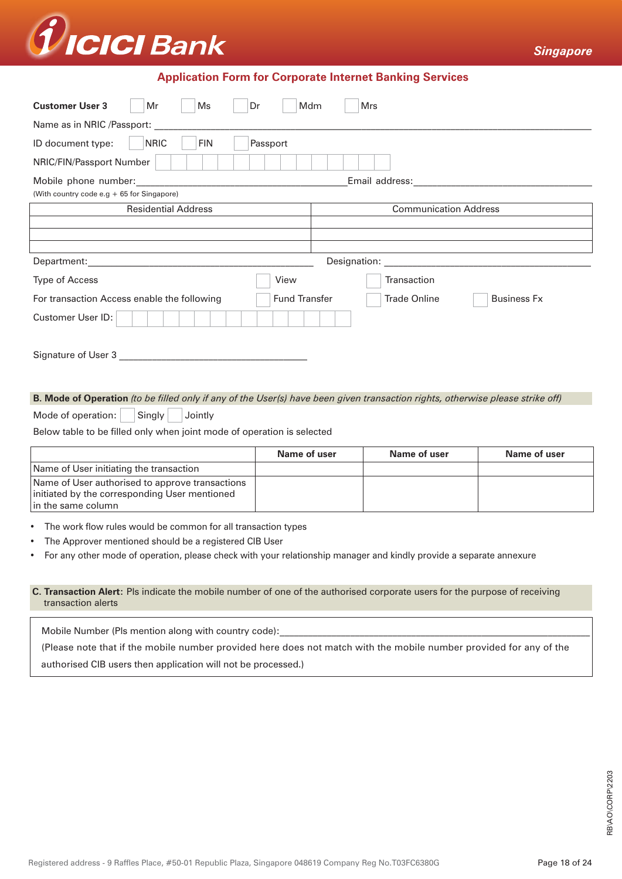## Application Form for Corporate Internet Banking Services

**Customer User 3** ☐ Mr ☐ Ms ☐ Dr ☐ Mdm ☐ Mrs

Name as in NRIC /Passport: ______________________________________________

ID document type: ☐ NRIC ☐ FIN ☐ Passport

NRIC/FIN/Passport Number ☐☐☐☐☐☐☐☐☐☐☐☐☐☐☐

Mobile phone number: ______________________ Email address: ______________________
(With country code e.g + 65 for Singapore)

| Residential Address | Communication Address |
|---|---|
| | |
| | |
| | |

Department: ______________________ Designation: ______________________

Type of Access ☐ View ☐ Transaction

For transaction Access enable the following ☐ Fund Transfer ☐ Trade Online ☐ Business Fx

Customer User ID: ☐☐☐☐☐☐☐☐☐☐☐☐☐☐☐

Signature of User 3 ______________________

**B. Mode of Operation** *(to be filled only if any of the User(s) have been given transaction rights, otherwise please strike off)*

Mode of operation: ☐ Singly ☐ Jointly

Below table to be filled only when joint mode of operation is selected

| | **Name of user** | **Name of user** | **Name of user** |
|---|---|---|---|
| Name of User initiating the transaction | | | |
| Name of User authorised to approve transactions initiated by the corresponding User mentioned in the same column | | | |

- The work flow rules would be common for all transaction types
- The Approver mentioned should be a registered CIB User
- For any other mode of operation, please check with your relationship manager and kindly provide a separate annexure

**C. Transaction Alert:** Pls indicate the mobile number of one of the authorised corporate users for the purpose of receiving transaction alerts

Mobile Number (Pls mention along with country code): ______________________

(Please note that if the mobile number provided here does not match with the mobile number provided for any of the authorised CIB users then application will not be processed.)

RB\AO\CORP\2203

Registered address - 9 Raffles Place, #50-01 Republic Plaza, Singapore 048619 Company Reg No.T03FC6380G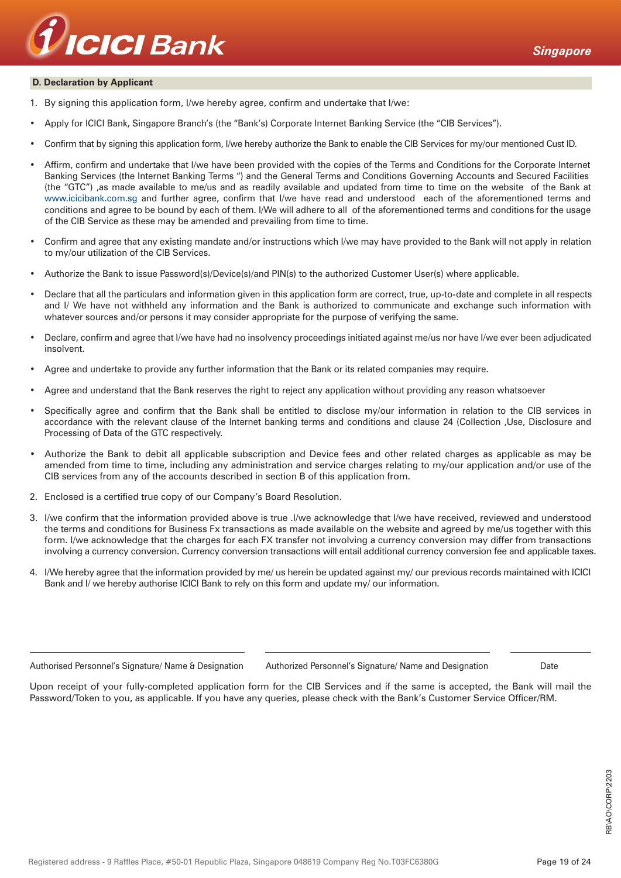## D. Declaration by Applicant

1. By signing this application form, I/we hereby agree, confirm and undertake that I/we:

- Apply for ICICI Bank, Singapore Branch's (the "Bank's) Corporate Internet Banking Service (the "CIB Services").
- Confirm that by signing this application form, I/we hereby authorize the Bank to enable the CIB Services for my/our mentioned Cust ID.
- Affirm, confirm and undertake that I/we have been provided with the copies of the Terms and Conditions for the Corporate Internet Banking Services (the Internet Banking Terms ") and the General Terms and Conditions Governing Accounts and Secured Facilities (the "GTC") ,as made available to me/us and as readily available and updated from time to time on the website of the Bank at www.icicibank.com.sg and further agree, confirm that I/we have read and understood each of the aforementioned terms and conditions and agree to be bound by each of them. I/We will adhere to all of the aforementioned terms and conditions for the usage of the CIB Service as these may be amended and prevailing from time to time.
- Confirm and agree that any existing mandate and/or instructions which I/we may have provided to the Bank will not apply in relation to my/our utilization of the CIB Services.
- Authorize the Bank to issue Password(s)/Device(s)/and PIN(s) to the authorized Customer User(s) where applicable.
- Declare that all the particulars and information given in this application form are correct, true, up-to-date and complete in all respects and I/ We have not withheld any information and the Bank is authorized to communicate and exchange such information with whatever sources and/or persons it may consider appropriate for the purpose of verifying the same.
- Declare, confirm and agree that I/we have had no insolvency proceedings initiated against me/us nor have I/we ever been adjudicated insolvent.
- Agree and undertake to provide any further information that the Bank or its related companies may require.
- Agree and understand that the Bank reserves the right to reject any application without providing any reason whatsoever
- Specifically agree and confirm that the Bank shall be entitled to disclose my/our information in relation to the CIB services in accordance with the relevant clause of the Internet banking terms and conditions and clause 24 (Collection ,Use, Disclosure and Processing of Data of the GTC respectively.
- Authorize the Bank to debit all applicable subscription and Device fees and other related charges as applicable as may be amended from time to time, including any administration and service charges relating to my/our application and/or use of the CIB services from any of the accounts described in section B of this application from.

2. Enclosed is a certified true copy of our Company's Board Resolution.

3. I/we confirm that the information provided above is true .I/we acknowledge that I/we have received, reviewed and understood the terms and conditions for Business Fx transactions as made available on the website and agreed by me/us together with this form. I/we acknowledge that the charges for each FX transfer not involving a currency conversion may differ from transactions involving a currency conversion. Currency conversion transactions will entail additional currency conversion fee and applicable taxes.

4. I/We hereby agree that the information provided by me/ us herein be updated against my/ our previous records maintained with ICICI Bank and I/ we hereby authorise ICICI Bank to rely on this form and update my/ our information.

| Authorised Personnel's Signature/ Name & Designation | Authorized Personnel's Signature/ Name and Designation | Date |
|---|---|---|

Upon receipt of your fully-completed application form for the CIB Services and if the same is accepted, the Bank will mail the Password/Token to you, as applicable. If you have any queries, please check with the Bank's Customer Service Officer/RM.

RB\AO\CORP\2203

Registered address - 9 Raffles Place, #50-01 Republic Plaza, Singapore 048619 Company Reg No.T03FC6380G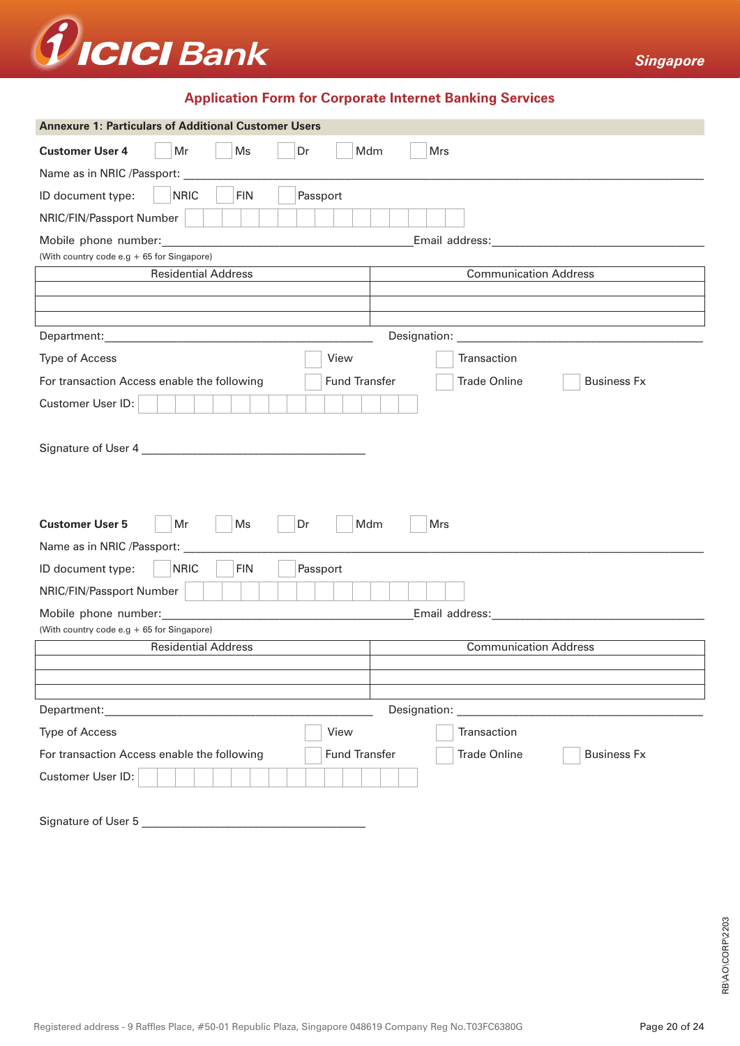# ICICI Bank

Singapore

## Application Form for Corporate Internet Banking Services

### Annexure 1: Particulars of Additional Customer Users

**Customer User 4** ☐ Mr ☐ Ms ☐ Dr ☐ Mdm ☐ Mrs

Name as in NRIC /Passport: ____________________________________________

ID document type: ☐ NRIC ☐ FIN ☐ Passport

NRIC/FIN/Passport Number | | | | | | | | | | | | | | | |

Mobile phone number: ______________________ Email address: ______________________

(With country code e.g + 65 for Singapore)

| Residential Address | Communication Address |
|---|---|
| | |
| | |
| | |

Department: ______________________ Designation: ______________________

Type of Access ☐ View ☐ Transaction

For transaction Access enable the following ☐ Fund Transfer ☐ Trade Online ☐ Business Fx

Customer User ID: | | | | | | | | | | | | | | | |

Signature of User 4 ______________________

**Customer User 5** ☐ Mr ☐ Ms ☐ Dr ☐ Mdm ☐ Mrs

Name as in NRIC /Passport: ____________________________________________

ID document type: ☐ NRIC ☐ FIN ☐ Passport

NRIC/FIN/Passport Number | | | | | | | | | | | | | | | |

Mobile phone number: ______________________ Email address: ______________________

(With country code e.g + 65 for Singapore)

| Residential Address | Communication Address |
|---|---|
| | |
| | |
| | |

Department: ______________________ Designation: ______________________

Type of Access ☐ View ☐ Transaction

For transaction Access enable the following ☐ Fund Transfer ☐ Trade Online ☐ Business Fx

Customer User ID: | | | | | | | | | | | | | | | |

Signature of User 5 ______________________

RB\AO\CORP\2203

Registered address - 9 Raffles Place, #50-01 Republic Plaza, Singapore 048619 Company Reg No.T03FC6380G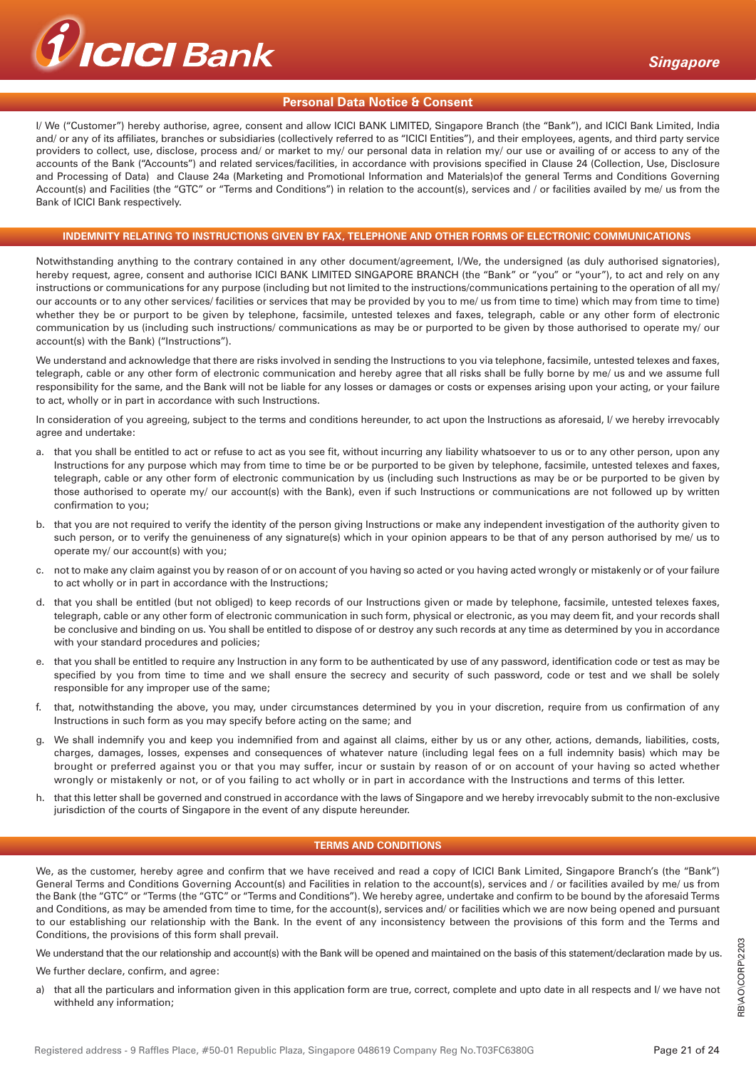## Personal Data Notice & Consent

I/ We ("Customer") hereby authorise, agree, consent and allow ICICI BANK LIMITED, Singapore Branch (the "Bank"), and ICICI Bank Limited, India and/ or any of its affiliates, branches or subsidiaries (collectively referred to as "ICICI Entities"), and their employees, agents, and third party service providers to collect, use, disclose, process and/ or market to my/ our personal data in relation my/ our use or availing of or access to any of the accounts of the Bank ("Accounts") and related services/facilities, in accordance with provisions specified in Clause 24 (Collection, Use, Disclosure and Processing of Data) and Clause 24a (Marketing and Promotional Information and Materials)of the general Terms and Conditions Governing Account(s) and Facilities (the "GTC" or "Terms and Conditions") in relation to the account(s), services and / or facilities availed by me/ us from the Bank of ICICI Bank respectively.

## INDEMNITY RELATING TO INSTRUCTIONS GIVEN BY FAX, TELEPHONE AND OTHER FORMS OF ELECTRONIC COMMUNICATIONS

Notwithstanding anything to the contrary contained in any other document/agreement, I/We, the undersigned (as duly authorised signatories), hereby request, agree, consent and authorise ICICI BANK LIMITED SINGAPORE BRANCH (the "Bank" or "you" or "your"), to act and rely on any instructions or communications for any purpose (including but not limited to the instructions/communications pertaining to the operation of all my/ our accounts or to any other services/ facilities or services that may be provided by you to me/ us from time to time) which may from time to time) whether they be or purport to be given by telephone, facsimile, untested telexes and faxes, telegraph, cable or any other form of electronic communication by us (including such instructions/ communications as may be or purported to be given by those authorised to operate my/ our account(s) with the Bank) ("Instructions").

We understand and acknowledge that there are risks involved in sending the Instructions to you via telephone, facsimile, untested telexes and faxes, telegraph, cable or any other form of electronic communication and hereby agree that all risks shall be fully borne by me/ us and we assume full responsibility for the same, and the Bank will not be liable for any losses or damages or costs or expenses arising upon your acting, or your failure to act, wholly or in part in accordance with such Instructions.

In consideration of you agreeing, subject to the terms and conditions hereunder, to act upon the Instructions as aforesaid, I/ we hereby irrevocably agree and undertake:

a. that you shall be entitled to act or refuse to act as you see fit, without incurring any liability whatsoever to us or to any other person, upon any Instructions for any purpose which may from time to time be or be purported to be given by telephone, facsimile, untested telexes and faxes, telegraph, cable or any other form of electronic communication by us (including such Instructions as may be or be purported to be given by those authorised to operate my/ our account(s) with the Bank), even if such Instructions or communications are not followed up by written confirmation to you;

b. that you are not required to verify the identity of the person giving Instructions or make any independent investigation of the authority given to such person, or to verify the genuineness of any signature(s) which in your opinion appears to be that of any person authorised by me/ us to operate my/ our account(s) with you;

c. not to make any claim against you by reason of or on account of you having so acted or you having acted wrongly or mistakenly or of your failure to act wholly or in part in accordance with the Instructions;

d. that you shall be entitled (but not obliged) to keep records of our Instructions given or made by telephone, facsimile, untested telexes faxes, telegraph, cable or any other form of electronic communication in such form, physical or electronic, as you may deem fit, and your records shall be conclusive and binding on us. You shall be entitled to dispose of or destroy any such records at any time as determined by you in accordance with your standard procedures and policies;

e. that you shall be entitled to require any Instruction in any form to be authenticated by use of any password, identification code or test as may be specified by you from time to time and we shall ensure the secrecy and security of such password, code or test and we shall be solely responsible for any improper use of the same;

f. that, notwithstanding the above, you may, under circumstances determined by you in your discretion, require from us confirmation of any Instructions in such form as you may specify before acting on the same; and

g. We shall indemnify you and keep you indemnified from and against all claims, either by us or any other, actions, demands, liabilities, costs, charges, damages, losses, expenses and consequences of whatever nature (including legal fees on a full indemnity basis) which may be brought or preferred against you or that you may suffer, incur or sustain by reason of or on account of your having so acted whether wrongly or mistakenly or not, or of you failing to act wholly or in part in accordance with the Instructions and terms of this letter.

h. that this letter shall be governed and construed in accordance with the laws of Singapore and we hereby irrevocably submit to the non-exclusive jurisdiction of the courts of Singapore in the event of any dispute hereunder.

## TERMS AND CONDITIONS

We, as the customer, hereby agree and confirm that we have received and read a copy of ICICI Bank Limited, Singapore Branch's (the "Bank") General Terms and Conditions Governing Account(s) and Facilities in relation to the account(s), services and / or facilities availed by me/ us from the Bank (the "GTC" or "Terms (the "GTC" or "Terms and Conditions"). We hereby agree, undertake and confirm to be bound by the aforesaid Terms and Conditions, as may be amended from time to time, for the account(s), services and/ or facilities which we are now being opened and pursuant to our establishing our relationship with the Bank. In the event of any inconsistency between the provisions of this form and the Terms and Conditions, the provisions of this form shall prevail.

We understand that the our relationship and account(s) with the Bank will be opened and maintained on the basis of this statement/declaration made by us.

We further declare, confirm, and agree:

a) that all the particulars and information given in this application form are true, correct, complete and upto date in all respects and I/ we have not withheld any information;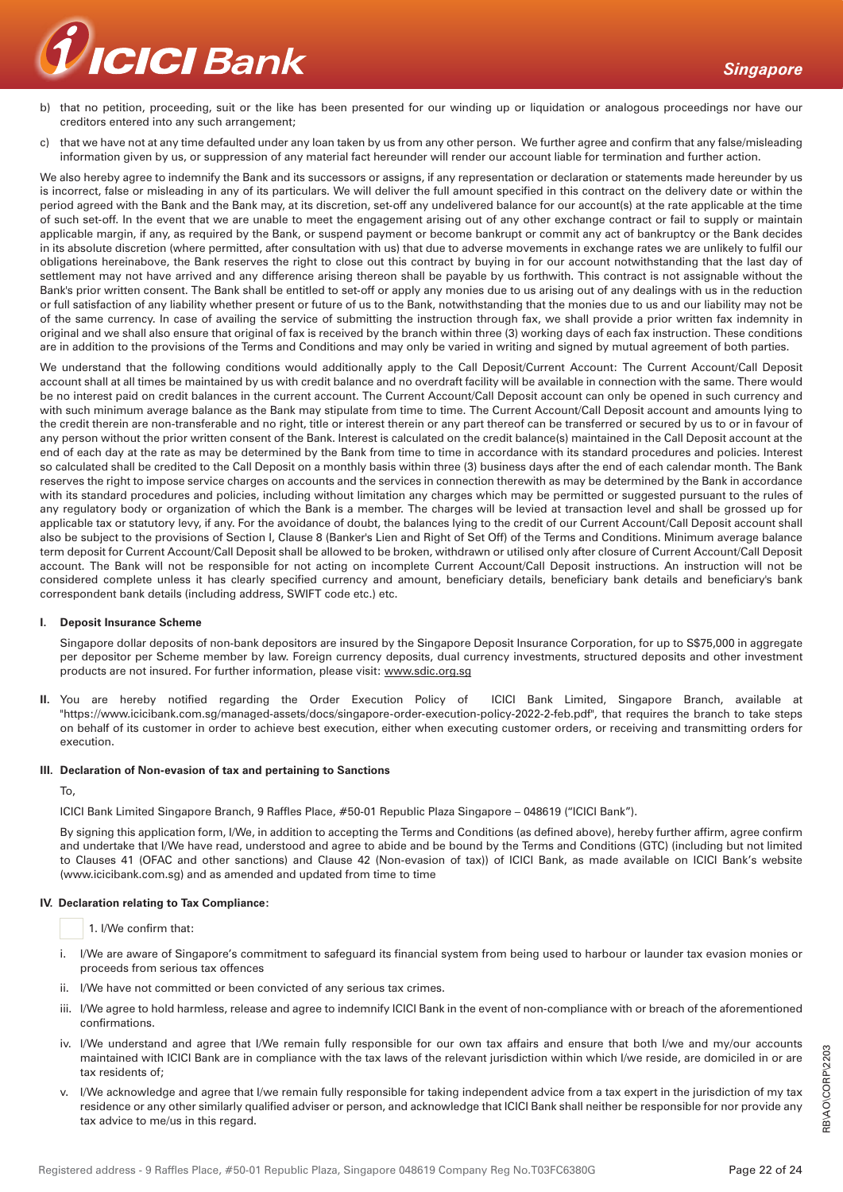b) that no petition, proceeding, suit or the like has been presented for our winding up or liquidation or analogous proceedings nor have our creditors entered into any such arrangement;

c) that we have not at any time defaulted under any loan taken by us from any other person. We further agree and confirm that any false/misleading information given by us, or suppression of any material fact hereunder will render our account liable for termination and further action.

We also hereby agree to indemnify the Bank and its successors or assigns, if any representation or declaration or statements made hereunder by us is incorrect, false or misleading in any of its particulars. We will deliver the full amount specified in this contract on the delivery date or within the period agreed with the Bank and the Bank may, at its discretion, set-off any undelivered balance for our account(s) at the rate applicable at the time of such set-off. In the event that we are unable to meet the engagement arising out of any other exchange contract or fail to supply or maintain applicable margin, if any, as required by the Bank, or suspend payment or become bankrupt or commit any act of bankruptcy or the Bank decides in its absolute discretion (where permitted, after consultation with us) that due to adverse movements in exchange rates we are unlikely to fulfil our obligations hereinabove, the Bank reserves the right to close out this contract by buying in for our account notwithstanding that the last day of settlement may not have arrived and any difference arising thereon shall be payable by us forthwith. This contract is not assignable without the Bank's prior written consent. The Bank shall be entitled to set-off or apply any monies due to us arising out of any dealings with us in the reduction or full satisfaction of any liability whether present or future of us to the Bank, notwithstanding that the monies due to us and our liability may not be of the same currency. In case of availing the service of submitting the instruction through fax, we shall provide a prior written fax indemnity in original and we shall also ensure that original of fax is received by the branch within three (3) working days of each fax instruction. These conditions are in addition to the provisions of the Terms and Conditions and may only be varied in writing and signed by mutual agreement of both parties.

We understand that the following conditions would additionally apply to the Call Deposit/Current Account: The Current Account/Call Deposit account shall at all times be maintained by us with credit balance and no overdraft facility will be available in connection with the same. There would be no interest paid on credit balances in the current account. The Current Account/Call Deposit account can only be opened in such currency and with such minimum average balance as the Bank may stipulate from time to time. The Current Account/Call Deposit account and amounts lying to the credit therein are non-transferable and no right, title or interest therein or any part thereof can be transferred or secured by us to or in favour of any person without the prior written consent of the Bank. Interest is calculated on the credit balance(s) maintained in the Call Deposit account at the end of each day at the rate as may be determined by the Bank from time to time in accordance with its standard procedures and policies. Interest so calculated shall be credited to the Call Deposit on a monthly basis within three (3) business days after the end of each calendar month. The Bank reserves the right to impose service charges on accounts and the services in connection therewith as may be determined by the Bank in accordance with its standard procedures and policies, including without limitation any charges which may be permitted or suggested pursuant to the rules of any regulatory body or organization of which the Bank is a member. The charges will be levied at transaction level and shall be grossed up for applicable tax or statutory levy, if any. For the avoidance of doubt, the balances lying to the credit of our Current Account/Call Deposit account shall also be subject to the provisions of Section I, Clause 8 (Banker's Lien and Right of Set Off) of the Terms and Conditions. Minimum average balance term deposit for Current Account/Call Deposit shall be allowed to be broken, withdrawn or utilised only after closure of Current Account/Call Deposit account. The Bank will not be responsible for not acting on incomplete Current Account/Call Deposit instructions. An instruction will not be considered complete unless it has clearly specified currency and amount, beneficiary details, beneficiary bank details and beneficiary's bank correspondent bank details (including address, SWIFT code etc.) etc.

**I. Deposit Insurance Scheme**

Singapore dollar deposits of non-bank depositors are insured by the Singapore Deposit Insurance Corporation, for up to S$75,000 in aggregate per depositor per Scheme member by law. Foreign currency deposits, dual currency investments, structured deposits and other investment products are not insured. For further information, please visit: www.sdic.org.sg

**II.** You are hereby notified regarding the Order Execution Policy of ICICI Bank Limited, Singapore Branch, available at "https://www.icicibank.com.sg/managed-assets/docs/singapore-order-execution-policy-2022-2-feb.pdf", that requires the branch to take steps on behalf of its customer in order to achieve best execution, either when executing customer orders, or receiving and transmitting orders for execution.

**III. Declaration of Non-evasion of tax and pertaining to Sanctions**

To,

ICICI Bank Limited Singapore Branch, 9 Raffles Place, #50-01 Republic Plaza Singapore – 048619 ("ICICI Bank").

By signing this application form, I/We, in addition to accepting the Terms and Conditions (as defined above), hereby further affirm, agree confirm and undertake that I/We have read, understood and agree to abide and be bound by the Terms and Conditions (GTC) (including but not limited to Clauses 41 (OFAC and other sanctions) and Clause 42 (Non-evasion of tax)) of ICICI Bank, as made available on ICICI Bank's website (www.icicibank.com.sg) and as amended and updated from time to time

**IV. Declaration relating to Tax Compliance:**

☐ 1. I/We confirm that:

i. I/We are aware of Singapore's commitment to safeguard its financial system from being used to harbour or launder tax evasion monies or proceeds from serious tax offences

ii. I/We have not committed or been convicted of any serious tax crimes.

iii. I/We agree to hold harmless, release and agree to indemnify ICICI Bank in the event of non-compliance with or breach of the aforementioned confirmations.

iv. I/We understand and agree that I/We remain fully responsible for our own tax affairs and ensure that both I/we and my/our accounts maintained with ICICI Bank are in compliance with the tax laws of the relevant jurisdiction within which I/we reside, are domiciled in or are tax residents of;

v. I/We acknowledge and agree that I/we remain fully responsible for taking independent advice from a tax expert in the jurisdiction of my tax residence or any other similarly qualified adviser or person, and acknowledge that ICICI Bank shall neither be responsible for nor provide any tax advice to me/us in this regard.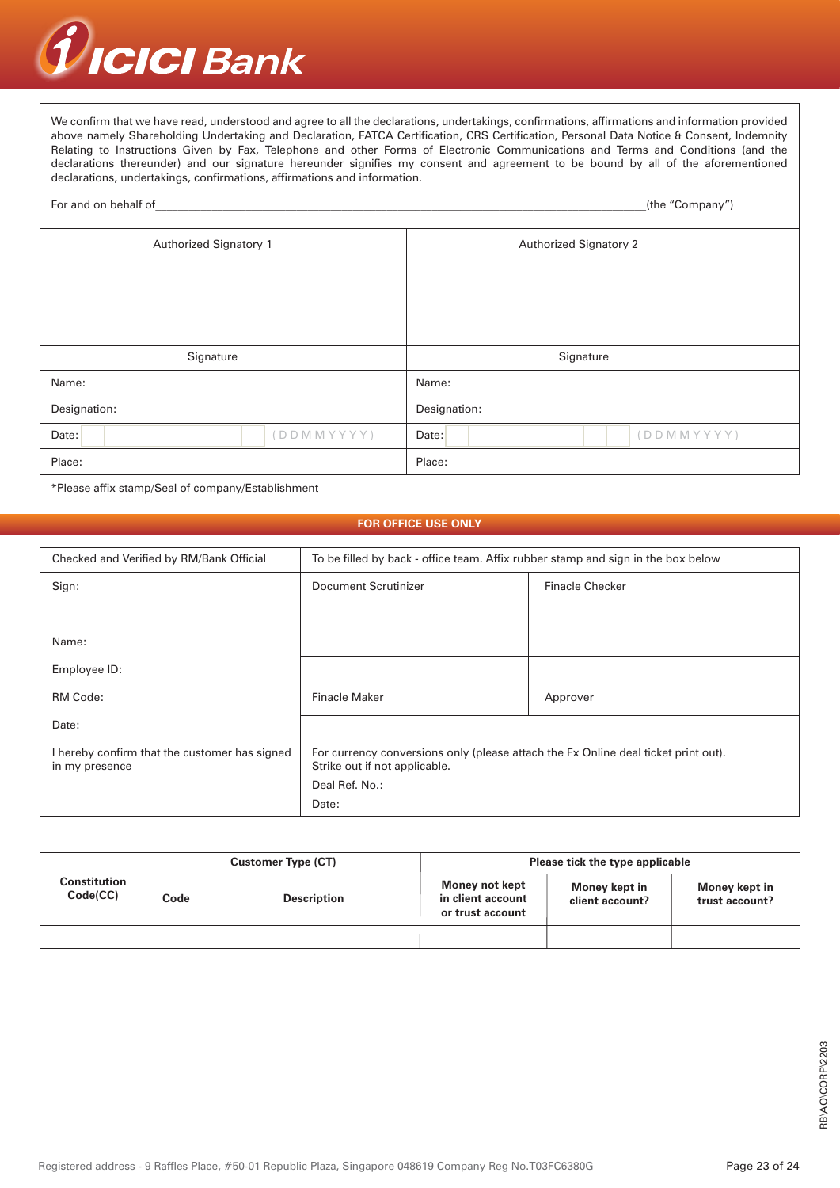We confirm that we have read, understood and agree to all the declarations, undertakings, confirmations, affirmations and information provided above namely Shareholding Undertaking and Declaration, FATCA Certification, CRS Certification, Personal Data Notice & Consent, Indemnity Relating to Instructions Given by Fax, Telephone and other Forms of Electronic Communications and Terms and Conditions (and the declarations thereunder) and our signature hereunder signifies my consent and agreement to be bound by all of the aforementioned declarations, undertakings, confirmations, affirmations and information.

For and on behalf of_______________________________________________________________(the "Company")

| Authorized Signatory 1 | Authorized Signatory 2 |
|---|---|
| Signature | Signature |
| Name: | Name: |
| Designation: | Designation: |
| Date: (D D M M Y Y Y Y) | Date: (D D M M Y Y Y Y) |
| Place: | Place: |

*Please affix stamp/Seal of company/Establishment

## FOR OFFICE USE ONLY

| Checked and Verified by RM/Bank Official | To be filled by back - office team. Affix rubber stamp and sign in the box below | |
|---|---|---|
| Sign:<br><br>Name: | Document Scrutinizer | Finacle Checker |
| Employee ID:<br><br>RM Code: | Finacle Maker | Approver |
| Date:<br><br>I hereby confirm that the customer has signed in my presence | For currency conversions only (please attach the Fx Online deal ticket print out). Strike out if not applicable.<br><br>Deal Ref. No.:<br><br>Date: | |

| Constitution Code(CC) | Customer Type (CT) | | Please tick the type applicable | | |
|---|---|---|---|---|---|
| | Code | Description | Money not kept in client account or trust account | Money kept in client account? | Money kept in trust account? |
| | | | | | |

RB\AO\CORP\2203

Registered address - 9 Raffles Place, #50-01 Republic Plaza, Singapore 048619 Company Reg No.T03FC6380G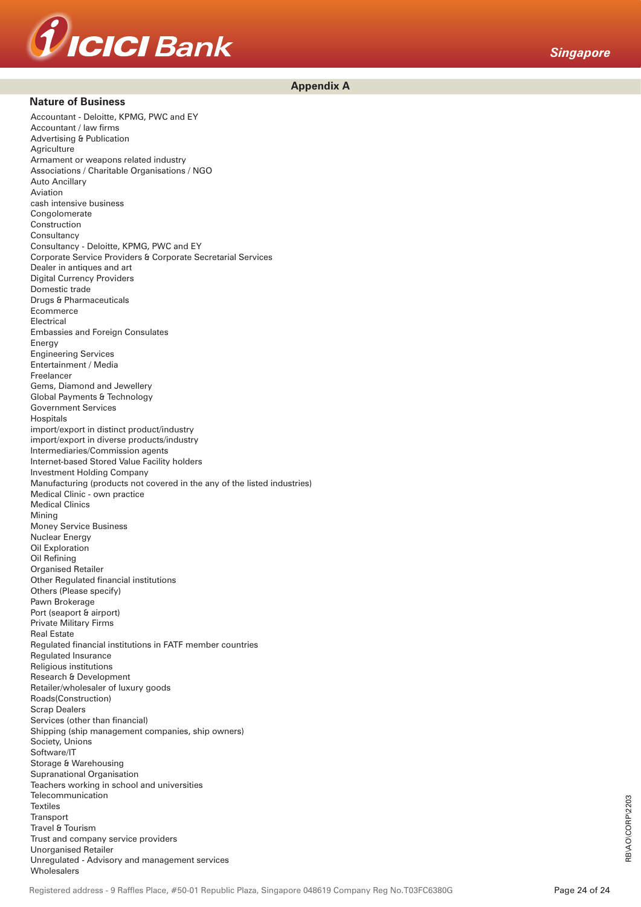## Appendix A

### Nature of Business

Accountant - Deloitte, KPMG, PWC and EY
Accountant / law firms
Advertising & Publication
Agriculture
Armament or weapons related industry
Associations / Charitable Organisations / NGO
Auto Ancillary
Aviation
cash intensive business
Congolomerate
Construction
Consultancy
Consultancy - Deloitte, KPMG, PWC and EY
Corporate Service Providers & Corporate Secretarial Services
Dealer in antiques and art
Digital Currency Providers
Domestic trade
Drugs & Pharmaceuticals
Ecommerce
Electrical
Embassies and Foreign Consulates
Energy
Engineering Services
Entertainment / Media
Freelancer
Gems, Diamond and Jewellery
Global Payments & Technology
Government Services
Hospitals
import/export in distinct product/industry
import/export in diverse products/industry
Intermediaries/Commission agents
Internet-based Stored Value Facility holders
Investment Holding Company
Manufacturing (products not covered in the any of the listed industries)
Medical Clinic - own practice
Medical Clinics
Mining
Money Service Business
Nuclear Energy
Oil Exploration
Oil Refining
Organised Retailer
Other Regulated financial institutions
Others (Please specify)
Pawn Brokerage
Port (seaport & airport)
Private Military Firms
Real Estate
Regulated financial institutions in FATF member countries
Regulated Insurance
Religious institutions
Research & Development
Retailer/wholesaler of luxury goods
Roads(Construction)
Scrap Dealers
Services (other than financial)
Shipping (ship management companies, ship owners)
Society, Unions
Software/IT
Storage & Warehousing
Supranational Organisation
Teachers working in school and universities
Telecommunication
Textiles
Transport
Travel & Tourism
Trust and company service providers
Unorganised Retailer
Unregulated - Advisory and management services
Wholesalers

RB\AO\CORP\2203

Registered address - 9 Raffles Place, #50-01 Republic Plaza, Singapore 048619 Company Reg No.T03FC6380G